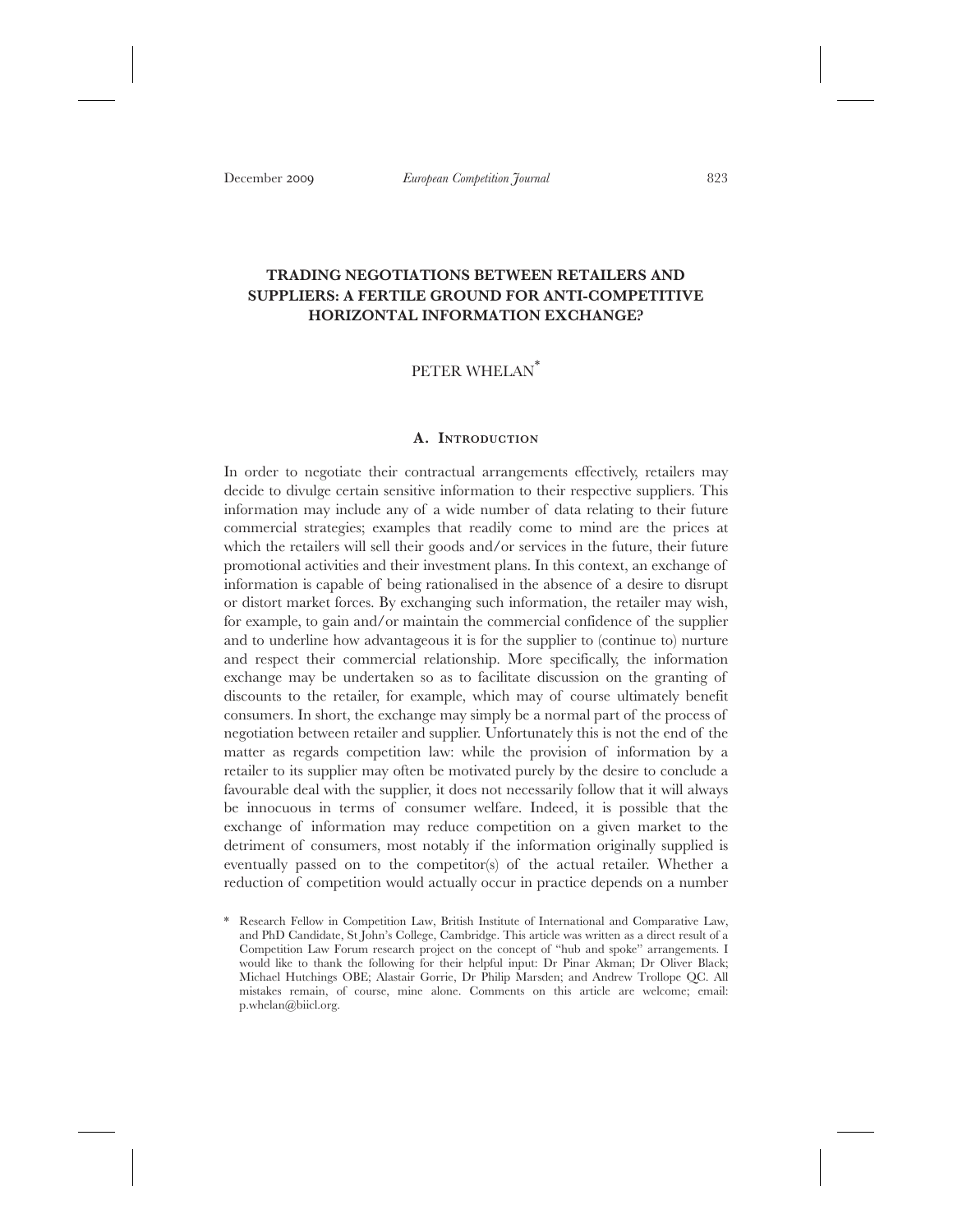# TRADING NEGOTIATIONS BETWEEN RETAILERS AND SUPPLIERS: A FERTILE GROUND FOR ANTI-COMPETITIVE HORIZONTAL INFORMATION EXCHANGE?

PETER WHELAN*

## A. Introduction

In order to negotiate their contractual arrangements effectively, retailers may decide to divulge certain sensitive information to their respective suppliers. This information may include any of a wide number of data relating to their future commercial strategies; examples that readily come to mind are the prices at which the retailers will sell their goods and/or services in the future, their future promotional activities and their investment plans. In this context, an exchange of information is capable of being rationalised in the absence of a desire to disrupt or distort market forces. By exchanging such information, the retailer may wish, for example, to gain and/or maintain the commercial confidence of the supplier and to underline how advantageous it is for the supplier to (continue to) nurture and respect their commercial relationship. More specifically, the information exchange may be undertaken so as to facilitate discussion on the granting of discounts to the retailer, for example, which may of course ultimately benefit consumers. In short, the exchange may simply be a normal part of the process of negotiation between retailer and supplier. Unfortunately this is not the end of the matter as regards competition law: while the provision of information by a retailer to its supplier may often be motivated purely by the desire to conclude a favourable deal with the supplier, it does not necessarily follow that it will always be innocuous in terms of consumer welfare. Indeed, it is possible that the exchange of information may reduce competition on a given market to the detriment of consumers, most notably if the information originally supplied is eventually passed on to the competitor(s) of the actual retailer. Whether a reduction of competition would actually occur in practice depends on a number

---

\* Research Fellow in Competition Law, British Institute of International and Comparative Law, and PhD Candidate, St John's College, Cambridge. This article was written as a direct result of a Competition Law Forum research project on the concept of "hub and spoke" arrangements. I would like to thank the following for their helpful input: Dr Pinar Akman; Dr Oliver Black; Michael Hutchings OBE; Alastair Gorrie, Dr Philip Marsden; and Andrew Trollope QC. All mistakes remain, of course, mine alone. Comments on this article are welcome; email: p.whelan@biicl.org.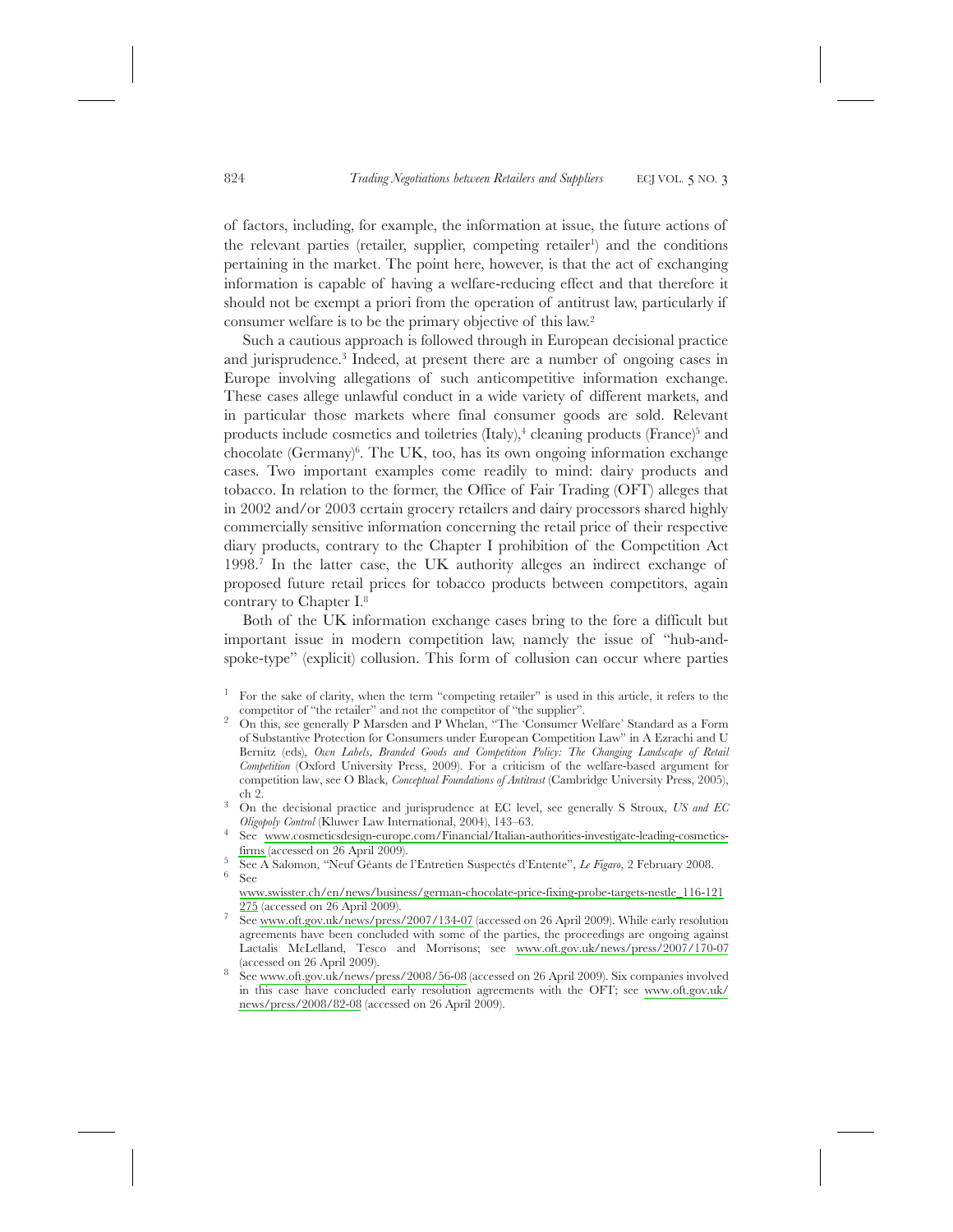of factors, including, for example, the information at issue, the future actions of the relevant parties (retailer, supplier, competing retailer[1]) and the conditions pertaining in the market. The point here, however, is that the act of exchanging information is capable of having a welfare-reducing effect and that therefore it should not be exempt a priori from the operation of antitrust law, particularly if consumer welfare is to be the primary objective of this law.[2]

Such a cautious approach is followed through in European decisional practice and jurisprudence.[3] Indeed, at present there are a number of ongoing cases in Europe involving allegations of such anticompetitive information exchange. These cases allege unlawful conduct in a wide variety of different markets, and in particular those markets where final consumer goods are sold. Relevant products include cosmetics and toiletries (Italy),[4] cleaning products (France)[5] and chocolate (Germany)[6]. The UK, too, has its own ongoing information exchange cases. Two important examples come readily to mind: dairy products and tobacco. In relation to the former, the Office of Fair Trading (OFT) alleges that in 2002 and/or 2003 certain grocery retailers and dairy processors shared highly commercially sensitive information concerning the retail price of their respective diary products, contrary to the Chapter I prohibition of the Competition Act 1998.[7] In the latter case, the UK authority alleges an indirect exchange of proposed future retail prices for tobacco products between competitors, again contrary to Chapter I.[8]

Both of the UK information exchange cases bring to the fore a difficult but important issue in modern competition law, namely the issue of "hub-and-spoke-type" (explicit) collusion. This form of collusion can occur where parties

---

[1] For the sake of clarity, when the term "competing retailer" is used in this article, it refers to the competitor of "the retailer" and not the competitor of "the supplier".

[2] On this, see generally P Marsden and P Whelan, "The 'Consumer Welfare' Standard as a Form of Substantive Protection for Consumers under European Competition Law" in A Ezrachi and U Bernitz (eds), *Own Labels, Branded Goods and Competition Policy: The Changing Landscape of Retail Competition* (Oxford University Press, 2009). For a criticism of the welfare-based argument for competition law, see O Black, *Conceptual Foundations of Antitrust* (Cambridge University Press, 2005), ch 2.

[3] On the decisional practice and jurisprudence at EC level, see generally S Stroux, *US and EC Oligopoly Control* (Kluwer Law International, 2004), 143–63.

[4] See www.cosmeticsdesign-europe.com/Financial/Italian-authorities-investigate-leading-cosmetics-firms (accessed on 26 April 2009).

[5] See A Salomon, "Neuf Géants de l'Entretien Suspectés d'Entente", *Le Figaro*, 2 February 2008.

[6] See www.swissster.ch/en/news/business/german-chocolate-price-fixing-probe-targets-nestle_116-121275 (accessed on 26 April 2009).

[7] See www.oft.gov.uk/news/press/2007/134-07 (accessed on 26 April 2009). While early resolution agreements have been concluded with some of the parties, the proceedings are ongoing against Lactalis McLelland, Tesco and Morrisons; see www.oft.gov.uk/news/press/2007/170-07 (accessed on 26 April 2009).

[8] See www.oft.gov.uk/news/press/2008/56-08 (accessed on 26 April 2009). Six companies involved in this case have concluded early resolution agreements with the OFT; see www.oft.gov.uk/news/press/2008/82-08 (accessed on 26 April 2009).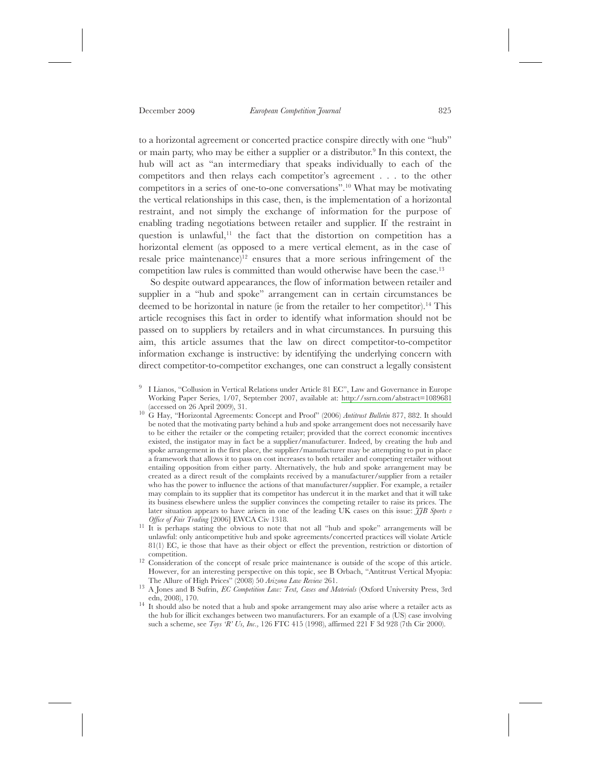to a horizontal agreement or concerted practice conspire directly with one "hub" or main party, who may be either a supplier or a distributor.[9] In this context, the hub will act as "an intermediary that speaks individually to each of the competitors and then relays each competitor's agreement . . . to the other competitors in a series of one-to-one conversations".[10] What may be motivating the vertical relationships in this case, then, is the implementation of a horizontal restraint, and not simply the exchange of information for the purpose of enabling trading negotiations between retailer and supplier. If the restraint in question is unlawful,[11] the fact that the distortion on competition has a horizontal element (as opposed to a mere vertical element, as in the case of resale price maintenance)[12] ensures that a more serious infringement of the competition law rules is committed than would otherwise have been the case.[13]

So despite outward appearances, the flow of information between retailer and supplier in a "hub and spoke" arrangement can in certain circumstances be deemed to be horizontal in nature (ie from the retailer to her competitor).[14] This article recognises this fact in order to identify what information should not be passed on to suppliers by retailers and in what circumstances. In pursuing this aim, this article assumes that the law on direct competitor-to-competitor information exchange is instructive: by identifying the underlying concern with direct competitor-to-competitor exchanges, one can construct a legally consistent

---

[9] I Lianos, "Collusion in Vertical Relations under Article 81 EC", Law and Governance in Europe Working Paper Series, 1/07, September 2007, available at: http://ssrn.com/abstract=1089681 (accessed on 26 April 2009), 31.

[10] G Hay, "Horizontal Agreements: Concept and Proof" (2006) *Antitrust Bulletin* 877, 882. It should be noted that the motivating party behind a hub and spoke arrangement does not necessarily have to be either the retailer or the competing retailer; provided that the correct economic incentives existed, the instigator may in fact be a supplier/manufacturer. Indeed, by creating the hub and spoke arrangement in the first place, the supplier/manufacturer may be attempting to put in place a framework that allows it to pass on cost increases to both retailer and competing retailer without entailing opposition from either party. Alternatively, the hub and spoke arrangement may be created as a direct result of the complaints received by a manufacturer/supplier from a retailer who has the power to influence the actions of that manufacturer/supplier. For example, a retailer may complain to its supplier that its competitor has undercut it in the market and that it will take its business elsewhere unless the supplier convinces the competing retailer to raise its prices. The later situation appears to have arisen in one of the leading UK cases on this issue: *JJB Sports v Office of Fair Trading* [2006] EWCA Civ 1318.

[11] It is perhaps stating the obvious to note that not all "hub and spoke" arrangements will be unlawful: only anticompetitive hub and spoke agreements/concerted practices will violate Article 81(1) EC, ie those that have as their object or effect the prevention, restriction or distortion of competition.

[12] Consideration of the concept of resale price maintenance is outside of the scope of this article. However, for an interesting perspective on this topic, see B Orbach, "Antitrust Vertical Myopia: The Allure of High Prices" (2008) 50 *Arizona Law Review* 261.

[13] A Jones and B Sufrin, *EC Competition Law: Text, Cases and Materials* (Oxford University Press, 3rd edn, 2008), 170.

[14] It should also be noted that a hub and spoke arrangement may also arise where a retailer acts as the hub for illicit exchanges between two manufacturers. For an example of a (US) case involving such a scheme, see *Toys 'R' Us, Inc.*, 126 FTC 415 (1998), affirmed 221 F 3d 928 (7th Cir 2000).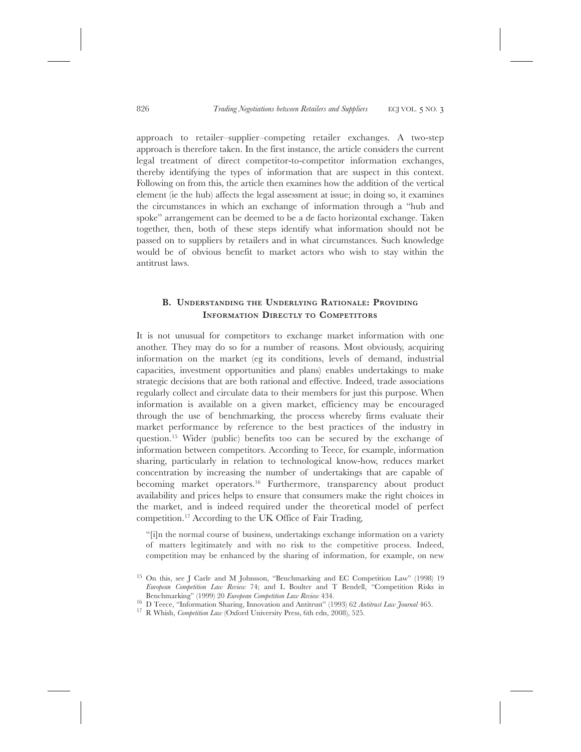approach to retailer–supplier–competing retailer exchanges. A two-step approach is therefore taken. In the first instance, the article considers the current legal treatment of direct competitor-to-competitor information exchanges, thereby identifying the types of information that are suspect in this context. Following on from this, the article then examines how the addition of the vertical element (ie the hub) affects the legal assessment at issue; in doing so, it examines the circumstances in which an exchange of information through a "hub and spoke" arrangement can be deemed to be a de facto horizontal exchange. Taken together, then, both of these steps identify what information should not be passed on to suppliers by retailers and in what circumstances. Such knowledge would be of obvious benefit to market actors who wish to stay within the antitrust laws.

## B. Understanding the Underlying Rationale: Providing Information Directly to Competitors

It is not unusual for competitors to exchange market information with one another. They may do so for a number of reasons. Most obviously, acquiring information on the market (eg its conditions, levels of demand, industrial capacities, investment opportunities and plans) enables undertakings to make strategic decisions that are both rational and effective. Indeed, trade associations regularly collect and circulate data to their members for just this purpose. When information is available on a given market, efficiency may be encouraged through the use of benchmarking, the process whereby firms evaluate their market performance by reference to the best practices of the industry in question.[15] Wider (public) benefits too can be secured by the exchange of information between competitors. According to Teece, for example, information sharing, particularly in relation to technological know-how, reduces market concentration by increasing the number of undertakings that are capable of becoming market operators.[16] Furthermore, transparency about product availability and prices helps to ensure that consumers make the right choices in the market, and is indeed required under the theoretical model of perfect competition.[17] According to the UK Office of Fair Trading,

> "[i]n the normal course of business, undertakings exchange information on a variety of matters legitimately and with no risk to the competitive process. Indeed, competition may be enhanced by the sharing of information, for example, on new

---

[15] On this, see J Carle and M Johnsson, "Benchmarking and EC Competition Law" (1998) 19 *European Competition Law Review* 74; and L Boulter and T Bendell, "Competition Risks in Benchmarking" (1999) 20 *European Competition Law Review* 434.

[16] D Teece, "Information Sharing, Innovation and Antitrust" (1993) 62 *Antitrust Law Journal* 465.

[17] R Whish, *Competition Law* (Oxford University Press, 6th edn, 2008), 525.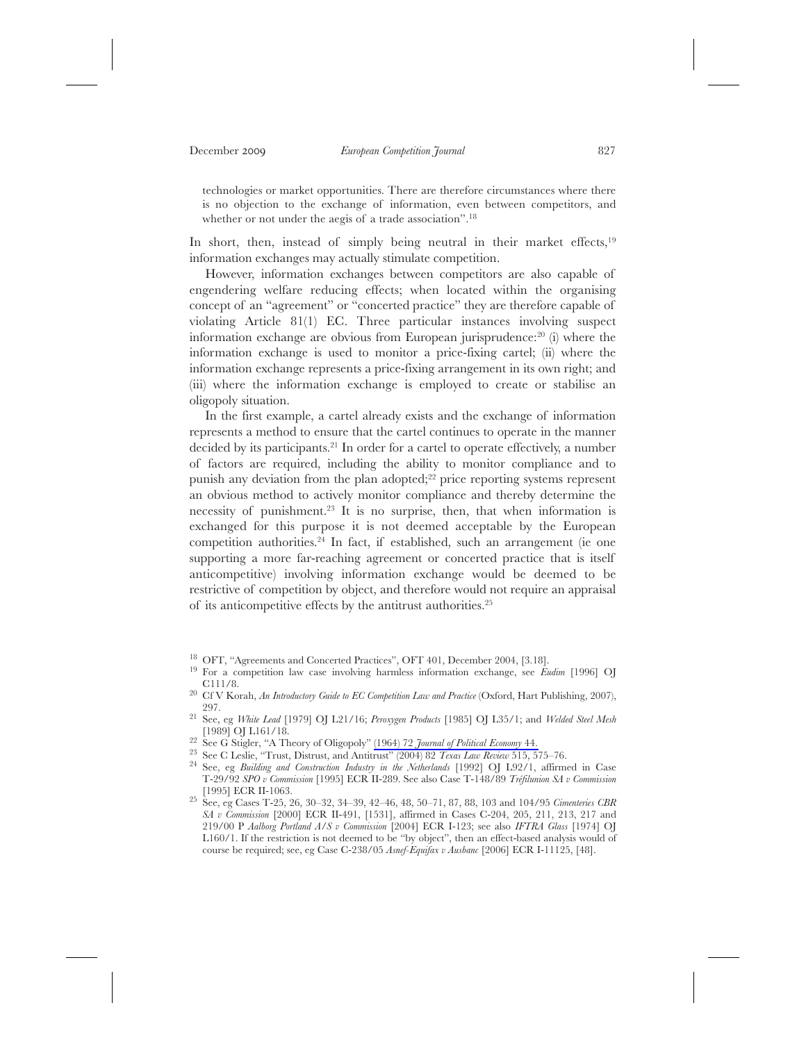technologies or market opportunities. There are therefore circumstances where there is no objection to the exchange of information, even between competitors, and whether or not under the aegis of a trade association".[18]

In short, then, instead of simply being neutral in their market effects,[19] information exchanges may actually stimulate competition.

However, information exchanges between competitors are also capable of engendering welfare reducing effects; when located within the organising concept of an "agreement" or "concerted practice" they are therefore capable of violating Article 81(1) EC. Three particular instances involving suspect information exchange are obvious from European jurisprudence:[20] (i) where the information exchange is used to monitor a price-fixing cartel; (ii) where the information exchange represents a price-fixing arrangement in its own right; and (iii) where the information exchange is employed to create or stabilise an oligopoly situation.

In the first example, a cartel already exists and the exchange of information represents a method to ensure that the cartel continues to operate in the manner decided by its participants.[21] In order for a cartel to operate effectively, a number of factors are required, including the ability to monitor compliance and to punish any deviation from the plan adopted;[22] price reporting systems represent an obvious method to actively monitor compliance and thereby determine the necessity of punishment.[23] It is no surprise, then, that when information is exchanged for this purpose it is not deemed acceptable by the European competition authorities.[24] In fact, if established, such an arrangement (ie one supporting a more far-reaching agreement or concerted practice that is itself anticompetitive) involving information exchange would be deemed to be restrictive of competition by object, and therefore would not require an appraisal of its anticompetitive effects by the antitrust authorities.[25]

---

[18] OFT, "Agreements and Concerted Practices", OFT 401, December 2004, [3.18].

[19] For a competition law case involving harmless information exchange, see *Eudim* [1996] OJ C111/8.

[20] Cf V Korah, *An Introductory Guide to EC Competition Law and Practice* (Oxford, Hart Publishing, 2007), 297.

[21] See, eg *White Lead* [1979] OJ L21/16; *Peroxygen Products* [1985] OJ L35/1; and *Welded Steel Mesh* [1989] OJ L161/18.

[22] See G Stigler, "A Theory of Oligopoly" (1964) 72 *Journal of Political Economy* 44.

[23] See C Leslie, "Trust, Distrust, and Antitrust" (2004) 82 *Texas Law Review* 515, 575–76.

[24] See, eg *Building and Construction Industry in the Netherlands* [1992] OJ L92/1, affirmed in Case T-29/92 *SPO v Commission* [1995] ECR II-289. See also Case T-148/89 *Tréfilunion SA v Commission* [1995] ECR II-1063.

[25] See, eg Cases T-25, 26, 30–32, 34–39, 42–46, 48, 50–71, 87, 88, 103 and 104/95 *Cimenteries CBR SA v Commission* [2000] ECR II-491, [1531], affirmed in Cases C-204, 205, 211, 213, 217 and 219/00 P *Aalborg Portland A/S v Commission* [2004] ECR I-123; see also *IFTRA Glass* [1974] OJ L160/1. If the restriction is not deemed to be "by object", then an effect-based analysis would of course be required; see, eg Case C-238/05 *Asnef-Equifax v Ausbanc* [2006] ECR I-11125, [48].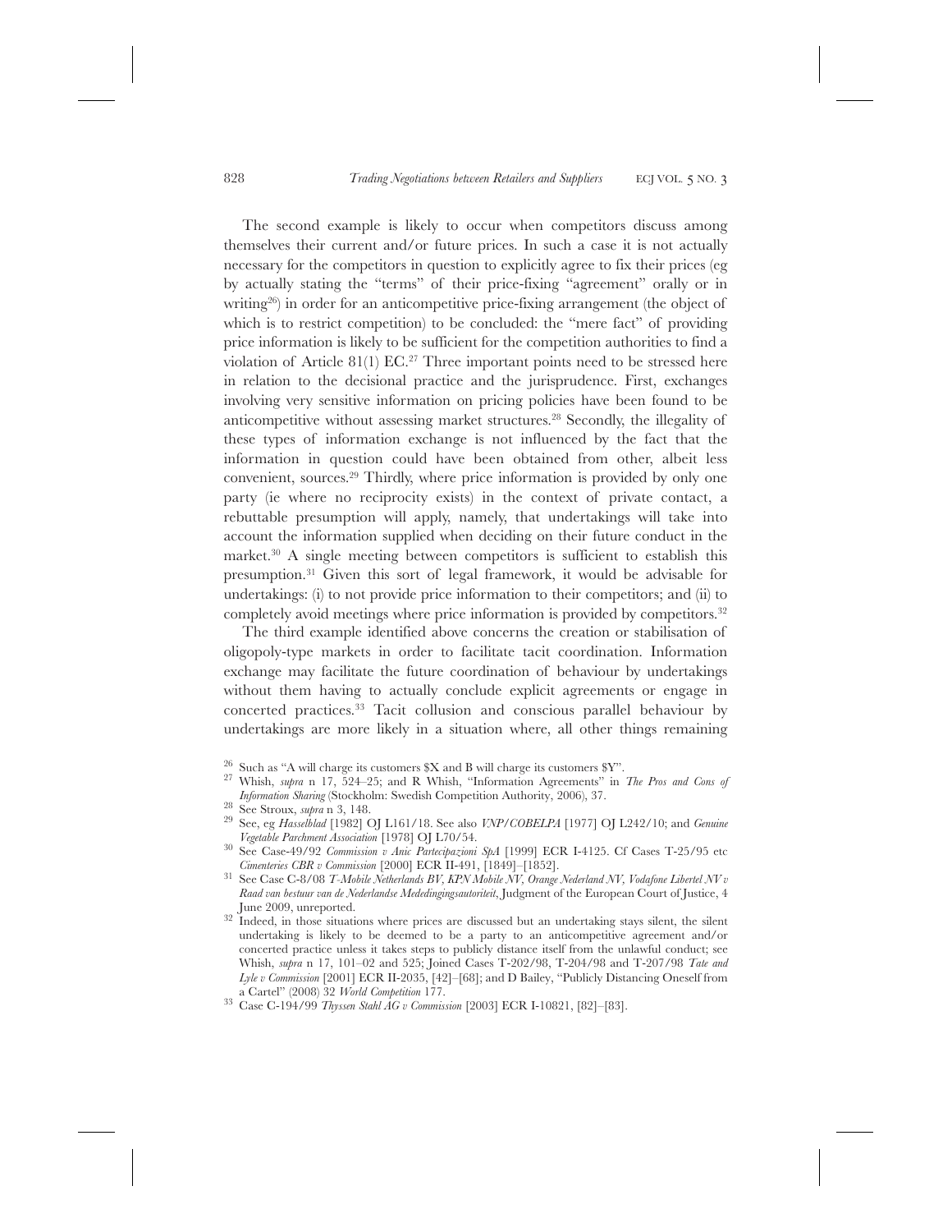The second example is likely to occur when competitors discuss among themselves their current and/or future prices. In such a case it is not actually necessary for the competitors in question to explicitly agree to fix their prices (eg by actually stating the "terms" of their price-fixing "agreement" orally or in writing[26]) in order for an anticompetitive price-fixing arrangement (the object of which is to restrict competition) to be concluded: the "mere fact" of providing price information is likely to be sufficient for the competition authorities to find a violation of Article 81(1) EC.[27] Three important points need to be stressed here in relation to the decisional practice and the jurisprudence. First, exchanges involving very sensitive information on pricing policies have been found to be anticompetitive without assessing market structures.[28] Secondly, the illegality of these types of information exchange is not influenced by the fact that the information in question could have been obtained from other, albeit less convenient, sources.[29] Thirdly, where price information is provided by only one party (ie where no reciprocity exists) in the context of private contact, a rebuttable presumption will apply, namely, that undertakings will take into account the information supplied when deciding on their future conduct in the market.[30] A single meeting between competitors is sufficient to establish this presumption.[31] Given this sort of legal framework, it would be advisable for undertakings: (i) to not provide price information to their competitors; and (ii) to completely avoid meetings where price information is provided by competitors.[32]

The third example identified above concerns the creation or stabilisation of oligopoly-type markets in order to facilitate tacit coordination. Information exchange may facilitate the future coordination of behaviour by undertakings without them having to actually conclude explicit agreements or engage in concerted practices.[33] Tacit collusion and conscious parallel behaviour by undertakings are more likely in a situation where, all other things remaining

---

[26] Such as "A will charge its customers $X and B will charge its customers $Y".

[27] Whish, *supra* n 17, 524–25; and R Whish, "Information Agreements" in *The Pros and Cons of Information Sharing* (Stockholm: Swedish Competition Authority, 2006), 37.

[28] See Stroux, *supra* n 3, 148.

[29] See, eg *Hasselblad* [1982] OJ L161/18. See also *VNP/COBELPA* [1977] OJ L242/10; and *Genuine Vegetable Parchment Association* [1978] OJ L70/54.

[30] See Case-49/92 *Commission v Anic Partecipazioni SpA* [1999] ECR I-4125. Cf Cases T-25/95 etc *Cimenteries CBR v Commission* [2000] ECR II-491, [1849]–[1852].

[31] See Case C-8/08 *T-Mobile Netherlands BV, KPN Mobile NV, Orange Nederland NV, Vodafone Libertel NV v Raad van bestuur van de Nederlandse Mededingingsautoriteit*, Judgment of the European Court of Justice, 4 June 2009, unreported.

[32] Indeed, in those situations where prices are discussed but an undertaking stays silent, the silent undertaking is likely to be deemed to be a party to an anticompetitive agreement and/or concerted practice unless it takes steps to publicly distance itself from the unlawful conduct; see Whish, *supra* n 17, 101–02 and 525; Joined Cases T-202/98, T-204/98 and T-207/98 *Tate and Lyle v Commission* [2001] ECR II-2035, [42]–[68]; and D Bailey, "Publicly Distancing Oneself from a Cartel" (2008) 32 *World Competition* 177.

[33] Case C-194/99 *Thyssen Stahl AG v Commission* [2003] ECR I-10821, [82]–[83].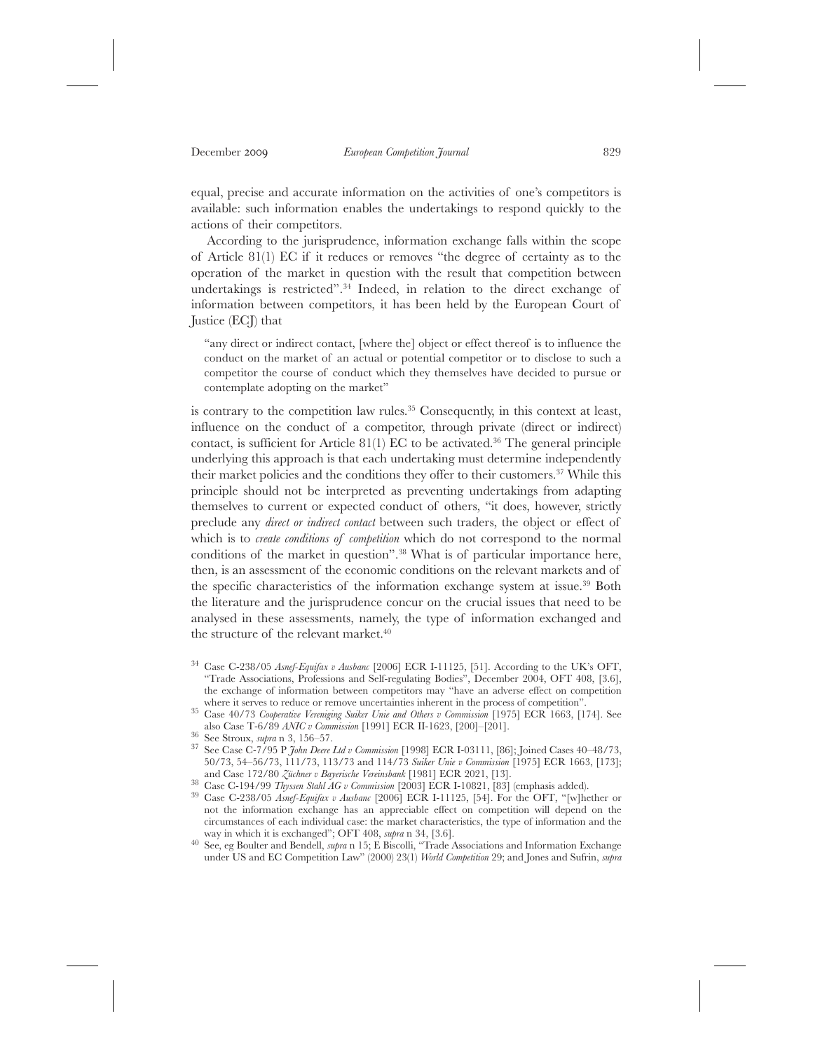equal, precise and accurate information on the activities of one's competitors is available: such information enables the undertakings to respond quickly to the actions of their competitors.

According to the jurisprudence, information exchange falls within the scope of Article 81(1) EC if it reduces or removes "the degree of certainty as to the operation of the market in question with the result that competition between undertakings is restricted".[34] Indeed, in relation to the direct exchange of information between competitors, it has been held by the European Court of Justice (ECJ) that

> "any direct or indirect contact, [where the] object or effect thereof is to influence the conduct on the market of an actual or potential competitor or to disclose to such a competitor the course of conduct which they themselves have decided to pursue or contemplate adopting on the market"

is contrary to the competition law rules.[35] Consequently, in this context at least, influence on the conduct of a competitor, through private (direct or indirect) contact, is sufficient for Article 81(1) EC to be activated.[36] The general principle underlying this approach is that each undertaking must determine independently their market policies and the conditions they offer to their customers.[37] While this principle should not be interpreted as preventing undertakings from adapting themselves to current or expected conduct of others, "it does, however, strictly preclude any *direct or indirect contact* between such traders, the object or effect of which is to *create conditions of competition* which do not correspond to the normal conditions of the market in question".[38] What is of particular importance here, then, is an assessment of the economic conditions on the relevant markets and of the specific characteristics of the information exchange system at issue.[39] Both the literature and the jurisprudence concur on the crucial issues that need to be analysed in these assessments, namely, the type of information exchanged and the structure of the relevant market.[40]

---

[34] Case C-238/05 *Asnef-Equifax v Ausbanc* [2006] ECR I-11125, [51]. According to the UK's OFT, "Trade Associations, Professions and Self-regulating Bodies", December 2004, OFT 408, [3.6], the exchange of information between competitors may "have an adverse effect on competition where it serves to reduce or remove uncertainties inherent in the process of competition".

[35] Case 40/73 *Cooperative Vereniging Suiker Unie and Others v Commission* [1975] ECR 1663, [174]. See also Case T-6/89 *ANIC v Commission* [1991] ECR II-1623, [200]–[201].

[36] See Stroux, *supra* n 3, 156–57.

[37] See Case C-7/95 P *John Deere Ltd v Commission* [1998] ECR I-03111, [86]; Joined Cases 40–48/73, 50/73, 54–56/73, 111/73, 113/73 and 114/73 *Suiker Unie v Commission* [1975] ECR 1663, [173]; and Case 172/80 *Züchner v Bayerische Vereinsbank* [1981] ECR 2021, [13].

[38] Case C-194/99 *Thyssen Stahl AG v Commission* [2003] ECR I-10821, [83] (emphasis added).

[39] Case C-238/05 *Asnef-Equifax v Ausbanc* [2006] ECR I-11125, [54]. For the OFT, "[w]hether or not the information exchange has an appreciable effect on competition will depend on the circumstances of each individual case: the market characteristics, the type of information and the way in which it is exchanged"; OFT 408, *supra* n 34, [3.6].

[40] See, eg Boulter and Bendell, *supra* n 15; E Biscolli, "Trade Associations and Information Exchange under US and EC Competition Law" (2000) 23(1) *World Competition* 29; and Jones and Sufrin, *supra*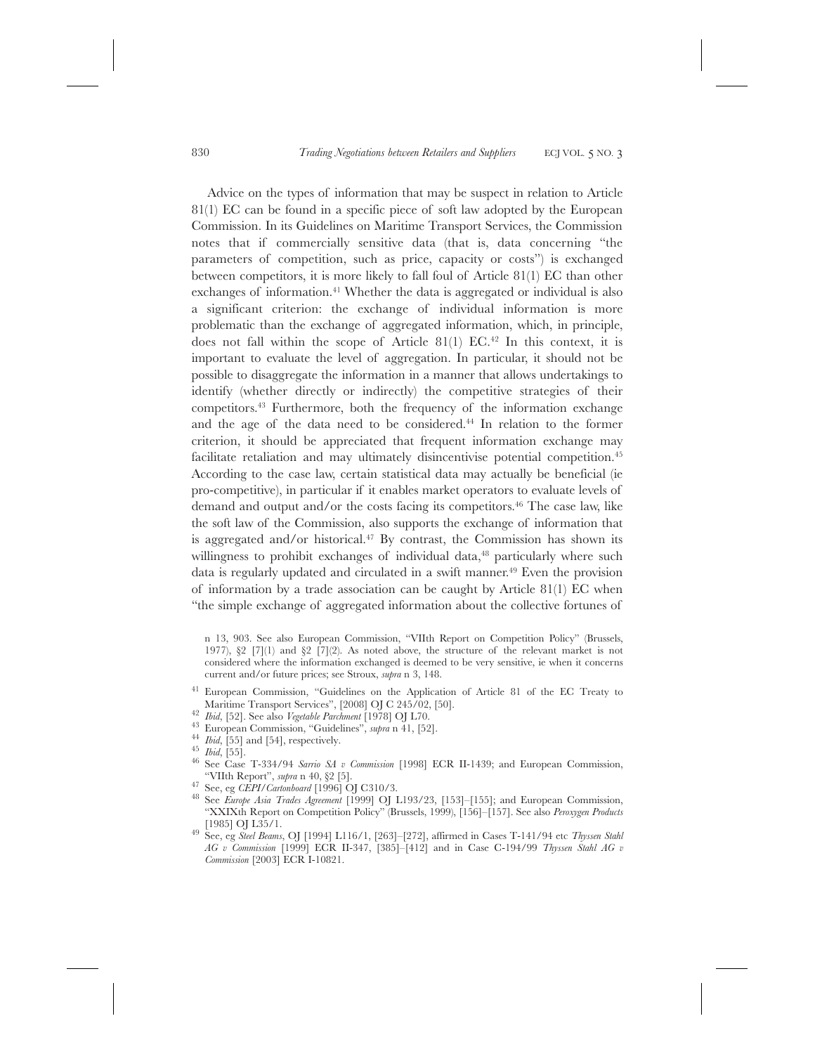Advice on the types of information that may be suspect in relation to Article 81(1) EC can be found in a specific piece of soft law adopted by the European Commission. In its Guidelines on Maritime Transport Services, the Commission notes that if commercially sensitive data (that is, data concerning "the parameters of competition, such as price, capacity or costs") is exchanged between competitors, it is more likely to fall foul of Article 81(1) EC than other exchanges of information.[41] Whether the data is aggregated or individual is also a significant criterion: the exchange of individual information is more problematic than the exchange of aggregated information, which, in principle, does not fall within the scope of Article 81(1) EC.[42] In this context, it is important to evaluate the level of aggregation. In particular, it should not be possible to disaggregate the information in a manner that allows undertakings to identify (whether directly or indirectly) the competitive strategies of their competitors.[43] Furthermore, both the frequency of the information exchange and the age of the data need to be considered.[44] In relation to the former criterion, it should be appreciated that frequent information exchange may facilitate retaliation and may ultimately disincentivise potential competition.[45] According to the case law, certain statistical data may actually be beneficial (ie pro-competitive), in particular if it enables market operators to evaluate levels of demand and output and/or the costs facing its competitors.[46] The case law, like the soft law of the Commission, also supports the exchange of information that is aggregated and/or historical.[47] By contrast, the Commission has shown its willingness to prohibit exchanges of individual data,[48] particularly where such data is regularly updated and circulated in a swift manner.[49] Even the provision of information by a trade association can be caught by Article 81(1) EC when "the simple exchange of aggregated information about the collective fortunes of

n 13, 903. See also European Commission, "VIIth Report on Competition Policy" (Brussels, 1977), §2 [7](1) and §2 [7](2). As noted above, the structure of the relevant market is not considered where the information exchanged is deemed to be very sensitive, ie when it concerns current and/or future prices; see Stroux, *supra* n 3, 148.

[41] European Commission, "Guidelines on the Application of Article 81 of the EC Treaty to Maritime Transport Services", [2008] OJ C 245/02, [50].

[42] *Ibid*, [52]. See also *Vegetable Parchment* [1978] OJ L70.

[43] European Commission, "Guidelines", *supra* n 41, [52].

[44] *Ibid*, [55] and [54], respectively.

[45] *Ibid*, [55].

[46] See Case T-334/94 *Sarrio SA v Commission* [1998] ECR II-1439; and European Commission, "VIIth Report", *supra* n 40, §2 [5].

[47] See, eg *CEPI/Cartonboard* [1996] OJ C310/3.

[48] See *Europe Asia Trades Agreement* [1999] OJ L193/23, [153]–[155]; and European Commission, "XXIXth Report on Competition Policy" (Brussels, 1999), [156]–[157]. See also *Peroxygen Products* [1985] OJ L35/1.

[49] See, eg *Steel Beams*, OJ [1994] L116/1, [263]–[272], affirmed in Cases T-141/94 etc *Thyssen Stahl AG v Commission* [1999] ECR II-347, [385]–[412] and in Case C-194/99 *Thyssen Stahl AG v Commission* [2003] ECR I-10821.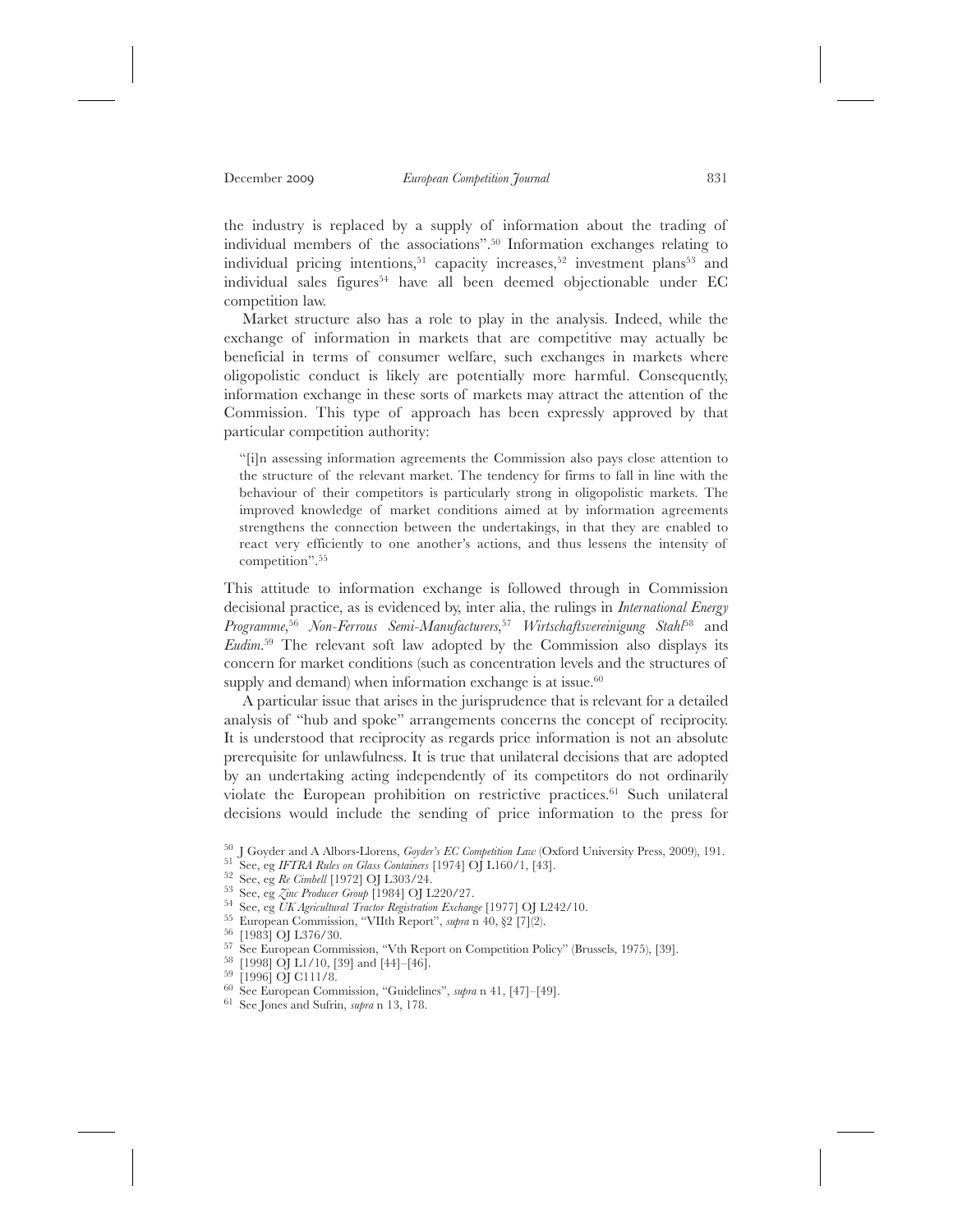the industry is replaced by a supply of information about the trading of individual members of the associations".[50] Information exchanges relating to individual pricing intentions,[51] capacity increases,[52] investment plans[53] and individual sales figures[54] have all been deemed objectionable under EC competition law.

Market structure also has a role to play in the analysis. Indeed, while the exchange of information in markets that are competitive may actually be beneficial in terms of consumer welfare, such exchanges in markets where oligopolistic conduct is likely are potentially more harmful. Consequently, information exchange in these sorts of markets may attract the attention of the Commission. This type of approach has been expressly approved by that particular competition authority:

> "[i]n assessing information agreements the Commission also pays close attention to the structure of the relevant market. The tendency for firms to fall in line with the behaviour of their competitors is particularly strong in oligopolistic markets. The improved knowledge of market conditions aimed at by information agreements strengthens the connection between the undertakings, in that they are enabled to react very efficiently to one another's actions, and thus lessens the intensity of competition".[55]

This attitude to information exchange is followed through in Commission decisional practice, as is evidenced by, inter alia, the rulings in *International Energy Programme*,[56] *Non-Ferrous Semi-Manufacturers*,[57] *Wirtschaftsvereinigung Stahl*[58] and *Eudim*.[59] The relevant soft law adopted by the Commission also displays its concern for market conditions (such as concentration levels and the structures of supply and demand) when information exchange is at issue.[60]

A particular issue that arises in the jurisprudence that is relevant for a detailed analysis of "hub and spoke" arrangements concerns the concept of reciprocity. It is understood that reciprocity as regards price information is not an absolute prerequisite for unlawfulness. It is true that unilateral decisions that are adopted by an undertaking acting independently of its competitors do not ordinarily violate the European prohibition on restrictive practices.[61] Such unilateral decisions would include the sending of price information to the press for

---

[50] J Goyder and A Albors-Llorens, *Goyder's EC Competition Law* (Oxford University Press, 2009), 191.

[51] See, eg *IFTRA Rules on Glass Containers* [1974] OJ L160/1, [43].

[52] See, eg *Re Cimbell* [1972] OJ L303/24.

[53] See, eg *Zinc Producer Group* [1984] OJ L220/27.

[54] See, eg *UK Agricultural Tractor Registration Exchange* [1977] OJ L242/10.

[55] European Commission, "VIIth Report", *supra* n 40, §2 [7](2).

[56] [1983] OJ L376/30.

[57] See European Commission, "Vth Report on Competition Policy" (Brussels, 1975), [39].

[58] [1998] OJ L1/10, [39] and [44]–[46].

[59] [1996] OJ C111/8.

[60] See European Commission, "Guidelines", *supra* n 41, [47]–[49].

[61] See Jones and Sufrin, *supra* n 13, 178.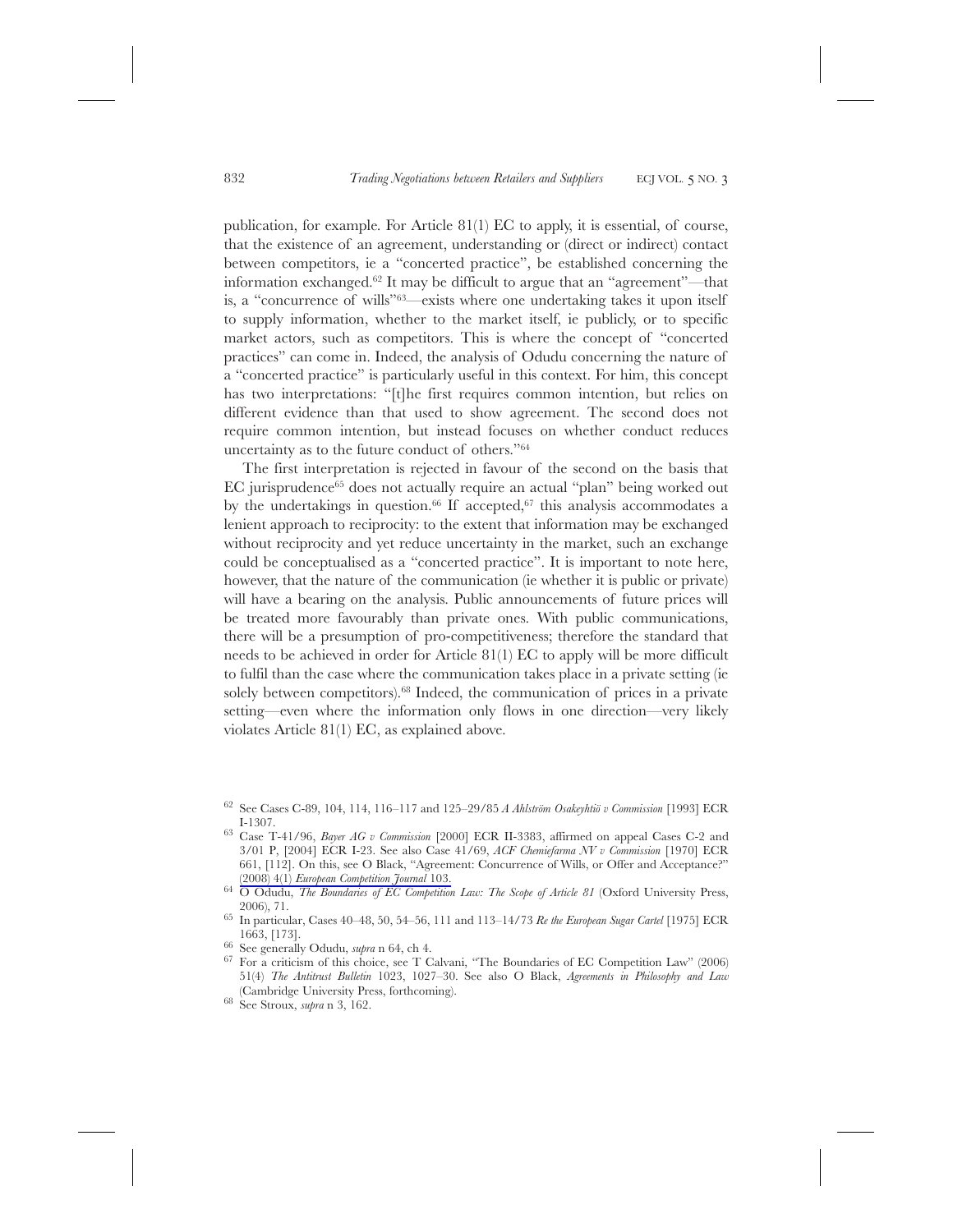publication, for example. For Article 81(1) EC to apply, it is essential, of course, that the existence of an agreement, understanding or (direct or indirect) contact between competitors, ie a "concerted practice", be established concerning the information exchanged.[62] It may be difficult to argue that an "agreement"—that is, a "concurrence of wills"[63]—exists where one undertaking takes it upon itself to supply information, whether to the market itself, ie publicly, or to specific market actors, such as competitors. This is where the concept of "concerted practices" can come in. Indeed, the analysis of Odudu concerning the nature of a "concerted practice" is particularly useful in this context. For him, this concept has two interpretations: "[t]he first requires common intention, but relies on different evidence than that used to show agreement. The second does not require common intention, but instead focuses on whether conduct reduces uncertainty as to the future conduct of others."[64]

The first interpretation is rejected in favour of the second on the basis that EC jurisprudence[65] does not actually require an actual "plan" being worked out by the undertakings in question.[66] If accepted,[67] this analysis accommodates a lenient approach to reciprocity: to the extent that information may be exchanged without reciprocity and yet reduce uncertainty in the market, such an exchange could be conceptualised as a "concerted practice". It is important to note here, however, that the nature of the communication (ie whether it is public or private) will have a bearing on the analysis. Public announcements of future prices will be treated more favourably than private ones. With public communications, there will be a presumption of pro-competitiveness; therefore the standard that needs to be achieved in order for Article 81(1) EC to apply will be more difficult to fulfil than the case where the communication takes place in a private setting (ie solely between competitors).[68] Indeed, the communication of prices in a private setting—even where the information only flows in one direction—very likely violates Article 81(1) EC, as explained above.

---

[62] See Cases C-89, 104, 114, 116–117 and 125–29/85 *A Ahlström Osakeyhtiö v Commission* [1993] ECR I-1307.

[63] Case T-41/96, *Bayer AG v Commission* [2000] ECR II-3383, affirmed on appeal Cases C-2 and 3/01 P, [2004] ECR I-23. See also Case 41/69, *ACF Chemiefarma NV v Commission* [1970] ECR 661, [112]. On this, see O Black, "Agreement: Concurrence of Wills, or Offer and Acceptance?" (2008) 4(1) *European Competition Journal* 103.

[64] O Odudu, *The Boundaries of EC Competition Law: The Scope of Article 81* (Oxford University Press, 2006), 71.

[65] In particular, Cases 40–48, 50, 54–56, 111 and 113–14/73 *Re the European Sugar Cartel* [1975] ECR 1663, [173].

[66] See generally Odudu, *supra* n 64, ch 4.

[67] For a criticism of this choice, see T Calvani, "The Boundaries of EC Competition Law" (2006) 51(4) *The Antitrust Bulletin* 1023, 1027–30. See also O Black, *Agreements in Philosophy and Law* (Cambridge University Press, forthcoming).

[68] See Stroux, *supra* n 3, 162.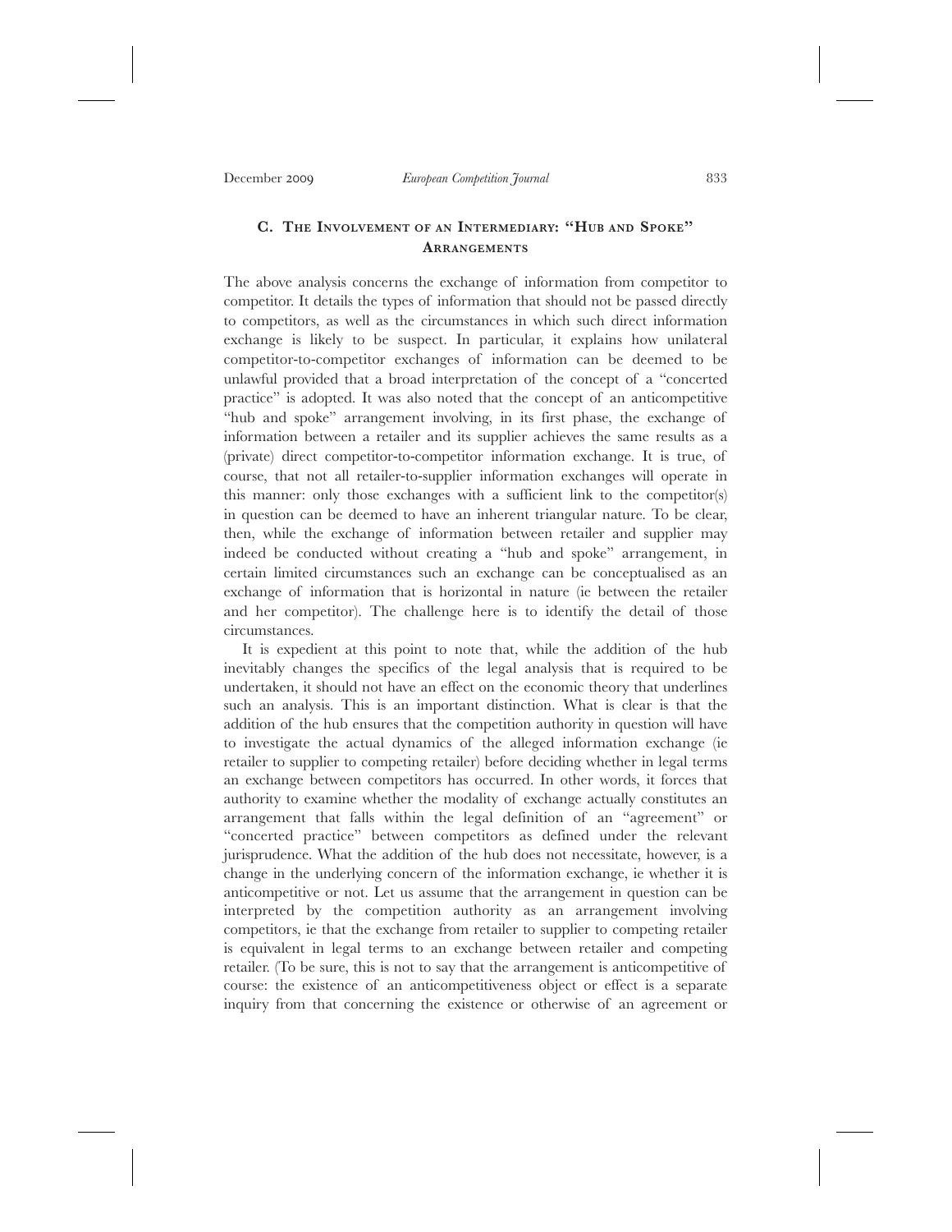## C. The Involvement of an Intermediary: "Hub and Spoke" Arrangements

The above analysis concerns the exchange of information from competitor to competitor. It details the types of information that should not be passed directly to competitors, as well as the circumstances in which such direct information exchange is likely to be suspect. In particular, it explains how unilateral competitor-to-competitor exchanges of information can be deemed to be unlawful provided that a broad interpretation of the concept of a "concerted practice" is adopted. It was also noted that the concept of an anticompetitive "hub and spoke" arrangement involving, in its first phase, the exchange of information between a retailer and its supplier achieves the same results as a (private) direct competitor-to-competitor information exchange. It is true, of course, that not all retailer-to-supplier information exchanges will operate in this manner: only those exchanges with a sufficient link to the competitor(s) in question can be deemed to have an inherent triangular nature. To be clear, then, while the exchange of information between retailer and supplier may indeed be conducted without creating a "hub and spoke" arrangement, in certain limited circumstances such an exchange can be conceptualised as an exchange of information that is horizontal in nature (ie between the retailer and her competitor). The challenge here is to identify the detail of those circumstances.

It is expedient at this point to note that, while the addition of the hub inevitably changes the specifics of the legal analysis that is required to be undertaken, it should not have an effect on the economic theory that underlines such an analysis. This is an important distinction. What is clear is that the addition of the hub ensures that the competition authority in question will have to investigate the actual dynamics of the alleged information exchange (ie retailer to supplier to competing retailer) before deciding whether in legal terms an exchange between competitors has occurred. In other words, it forces that authority to examine whether the modality of exchange actually constitutes an arrangement that falls within the legal definition of an "agreement" or "concerted practice" between competitors as defined under the relevant jurisprudence. What the addition of the hub does not necessitate, however, is a change in the underlying concern of the information exchange, ie whether it is anticompetitive or not. Let us assume that the arrangement in question can be interpreted by the competition authority as an arrangement involving competitors, ie that the exchange from retailer to supplier to competing retailer is equivalent in legal terms to an exchange between retailer and competing retailer. (To be sure, this is not to say that the arrangement is anticompetitive of course: the existence of an anticompetitiveness object or effect is a separate inquiry from that concerning the existence or otherwise of an agreement or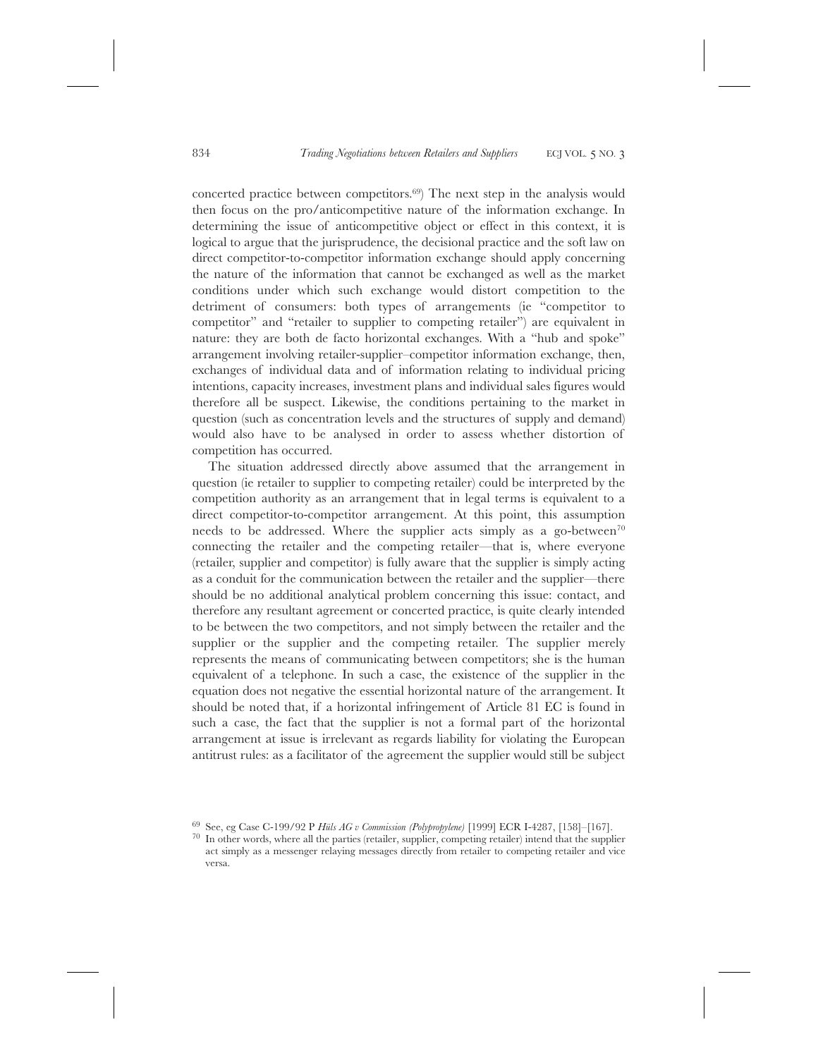concerted practice between competitors.[69]) The next step in the analysis would then focus on the pro/anticompetitive nature of the information exchange. In determining the issue of anticompetitive object or effect in this context, it is logical to argue that the jurisprudence, the decisional practice and the soft law on direct competitor-to-competitor information exchange should apply concerning the nature of the information that cannot be exchanged as well as the market conditions under which such exchange would distort competition to the detriment of consumers: both types of arrangements (ie "competitor to competitor" and "retailer to supplier to competing retailer") are equivalent in nature: they are both de facto horizontal exchanges. With a "hub and spoke" arrangement involving retailer-supplier–competitor information exchange, then, exchanges of individual data and of information relating to individual pricing intentions, capacity increases, investment plans and individual sales figures would therefore all be suspect. Likewise, the conditions pertaining to the market in question (such as concentration levels and the structures of supply and demand) would also have to be analysed in order to assess whether distortion of competition has occurred.

The situation addressed directly above assumed that the arrangement in question (ie retailer to supplier to competing retailer) could be interpreted by the competition authority as an arrangement that in legal terms is equivalent to a direct competitor-to-competitor arrangement. At this point, this assumption needs to be addressed. Where the supplier acts simply as a go-between[70] connecting the retailer and the competing retailer—that is, where everyone (retailer, supplier and competitor) is fully aware that the supplier is simply acting as a conduit for the communication between the retailer and the supplier—there should be no additional analytical problem concerning this issue: contact, and therefore any resultant agreement or concerted practice, is quite clearly intended to be between the two competitors, and not simply between the retailer and the supplier or the supplier and the competing retailer. The supplier merely represents the means of communicating between competitors; she is the human equivalent of a telephone. In such a case, the existence of the supplier in the equation does not negative the essential horizontal nature of the arrangement. It should be noted that, if a horizontal infringement of Article 81 EC is found in such a case, the fact that the supplier is not a formal part of the horizontal arrangement at issue is irrelevant as regards liability for violating the European antitrust rules: as a facilitator of the agreement the supplier would still be subject

[69] See, eg Case C-199/92 P *Hüls AG v Commission (Polypropylene)* [1999] ECR I-4287, [158]–[167].

[70] In other words, where all the parties (retailer, supplier, competing retailer) intend that the supplier act simply as a messenger relaying messages directly from retailer to competing retailer and vice versa.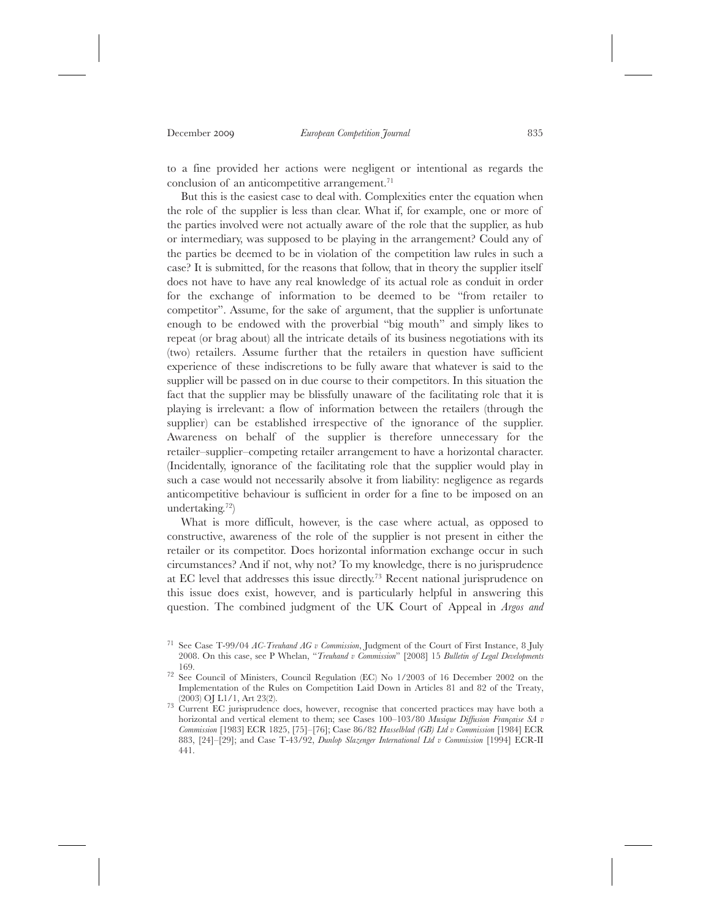to a fine provided her actions were negligent or intentional as regards the conclusion of an anticompetitive arrangement.[71]

But this is the easiest case to deal with. Complexities enter the equation when the role of the supplier is less than clear. What if, for example, one or more of the parties involved were not actually aware of the role that the supplier, as hub or intermediary, was supposed to be playing in the arrangement? Could any of the parties be deemed to be in violation of the competition law rules in such a case? It is submitted, for the reasons that follow, that in theory the supplier itself does not have to have any real knowledge of its actual role as conduit in order for the exchange of information to be deemed to be "from retailer to competitor". Assume, for the sake of argument, that the supplier is unfortunate enough to be endowed with the proverbial "big mouth" and simply likes to repeat (or brag about) all the intricate details of its business negotiations with its (two) retailers. Assume further that the retailers in question have sufficient experience of these indiscretions to be fully aware that whatever is said to the supplier will be passed on in due course to their competitors. In this situation the fact that the supplier may be blissfully unaware of the facilitating role that it is playing is irrelevant: a flow of information between the retailers (through the supplier) can be established irrespective of the ignorance of the supplier. Awareness on behalf of the supplier is therefore unnecessary for the retailer–supplier–competing retailer arrangement to have a horizontal character. (Incidentally, ignorance of the facilitating role that the supplier would play in such a case would not necessarily absolve it from liability: negligence as regards anticompetitive behaviour is sufficient in order for a fine to be imposed on an undertaking.[72])

What is more difficult, however, is the case where actual, as opposed to constructive, awareness of the role of the supplier is not present in either the retailer or its competitor. Does horizontal information exchange occur in such circumstances? And if not, why not? To my knowledge, there is no jurisprudence at EC level that addresses this issue directly.[73] Recent national jurisprudence on this issue does exist, however, and is particularly helpful in answering this question. The combined judgment of the UK Court of Appeal in *Argos and*

---

[71] See Case T-99/04 *AC-Treuhand AG v Commission*, Judgment of the Court of First Instance, 8 July 2008. On this case, see P Whelan, "*Treuhand v Commission*" [2008] 15 *Bulletin of Legal Developments* 169.

[72] See Council of Ministers, Council Regulation (EC) No 1/2003 of 16 December 2002 on the Implementation of the Rules on Competition Laid Down in Articles 81 and 82 of the Treaty, (2003) OJ L1/1, Art 23(2).

[73] Current EC jurisprudence does, however, recognise that concerted practices may have both a horizontal and vertical element to them; see Cases 100–103/80 *Musique Diffusion Française SA v Commission* [1983] ECR 1825, [75]–[76]; Case 86/82 *Hasselblad (GB) Ltd v Commission* [1984] ECR 883, [24]–[29]; and Case T-43/92, *Dunlop Slazenger International Ltd v Commission* [1994] ECR-II 441.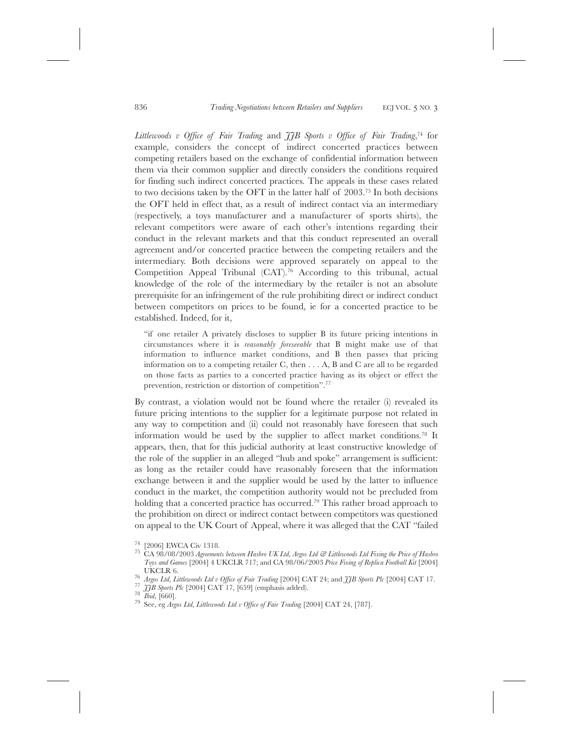*Littlewoods v Office of Fair Trading* and *JJB Sports v Office of Fair Trading*,[74] for example, considers the concept of indirect concerted practices between competing retailers based on the exchange of confidential information between them via their common supplier and directly considers the conditions required for finding such indirect concerted practices. The appeals in these cases related to two decisions taken by the OFT in the latter half of 2003.[75] In both decisions the OFT held in effect that, as a result of indirect contact via an intermediary (respectively, a toys manufacturer and a manufacturer of sports shirts), the relevant competitors were aware of each other's intentions regarding their conduct in the relevant markets and that this conduct represented an overall agreement and/or concerted practice between the competing retailers and the intermediary. Both decisions were approved separately on appeal to the Competition Appeal Tribunal (CAT).[76] According to this tribunal, actual knowledge of the role of the intermediary by the retailer is not an absolute prerequisite for an infringement of the rule prohibiting direct or indirect conduct between competitors on prices to be found, ie for a concerted practice to be established. Indeed, for it,

> "if one retailer A privately discloses to supplier B its future pricing intentions in circumstances where it is *reasonably foreseeable* that B might make use of that information to influence market conditions, and B then passes that pricing information on to a competing retailer C, then . . . A, B and C are all to be regarded on those facts as parties to a concerted practice having as its object or effect the prevention, restriction or distortion of competition".[77]

By contrast, a violation would not be found where the retailer (i) revealed its future pricing intentions to the supplier for a legitimate purpose not related in any way to competition and (ii) could not reasonably have foreseen that such information would be used by the supplier to affect market conditions.[78] It appears, then, that for this judicial authority at least constructive knowledge of the role of the supplier in an alleged "hub and spoke" arrangement is sufficient: as long as the retailer could have reasonably foreseen that the information exchange between it and the supplier would be used by the latter to influence conduct in the market, the competition authority would not be precluded from holding that a concerted practice has occurred.[79] This rather broad approach to the prohibition on direct or indirect contact between competitors was questioned on appeal to the UK Court of Appeal, where it was alleged that the CAT "failed

---

[74] [2006] EWCA Civ 1318.

[75] CA 98/08/2003 *Agreements between Hasbro UK Ltd, Argos Ltd & Littlewoods Ltd Fixing the Price of Hasbro Toys and Games* [2004] 4 UKCLR 717; and CA 98/06/2003 *Price Fixing of Replica Football Kit* [2004] UKCLR 6.

[76] *Argos Ltd, Littlewoods Ltd v Office of Fair Trading* [2004] CAT 24; and *JJB Sports Plc* [2004] CAT 17.

[77] *JJB Sports Plc* [2004] CAT 17, [659] (emphasis added).

[78] *Ibid*, [660].

[79] See, eg *Argos Ltd, Littlewoods Ltd v Office of Fair Trading* [2004] CAT 24, [787].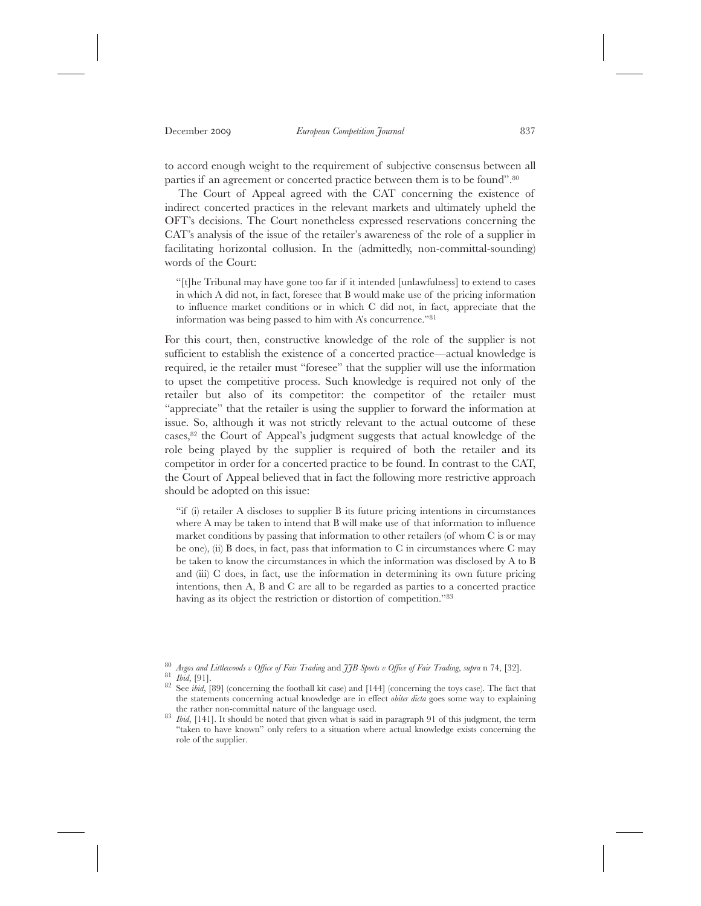to accord enough weight to the requirement of subjective consensus between all parties if an agreement or concerted practice between them is to be found".[80]

The Court of Appeal agreed with the CAT concerning the existence of indirect concerted practices in the relevant markets and ultimately upheld the OFT's decisions. The Court nonetheless expressed reservations concerning the CAT's analysis of the issue of the retailer's awareness of the role of a supplier in facilitating horizontal collusion. In the (admittedly, non-committal-sounding) words of the Court:

> "[t]he Tribunal may have gone too far if it intended [unlawfulness] to extend to cases in which A did not, in fact, foresee that B would make use of the pricing information to influence market conditions or in which C did not, in fact, appreciate that the information was being passed to him with A's concurrence."[81]

For this court, then, constructive knowledge of the role of the supplier is not sufficient to establish the existence of a concerted practice—actual knowledge is required, ie the retailer must "foresee" that the supplier will use the information to upset the competitive process. Such knowledge is required not only of the retailer but also of its competitor: the competitor of the retailer must "appreciate" that the retailer is using the supplier to forward the information at issue. So, although it was not strictly relevant to the actual outcome of these cases,[82] the Court of Appeal's judgment suggests that actual knowledge of the role being played by the supplier is required of both the retailer and its competitor in order for a concerted practice to be found. In contrast to the CAT, the Court of Appeal believed that in fact the following more restrictive approach should be adopted on this issue:

> "if (i) retailer A discloses to supplier B its future pricing intentions in circumstances where A may be taken to intend that B will make use of that information to influence market conditions by passing that information to other retailers (of whom C is or may be one), (ii) B does, in fact, pass that information to C in circumstances where C may be taken to know the circumstances in which the information was disclosed by A to B and (iii) C does, in fact, use the information in determining its own future pricing intentions, then A, B and C are all to be regarded as parties to a concerted practice having as its object the restriction or distortion of competition."[83]

---

[80] *Argos and Littlewoods v Office of Fair Trading* and *JJB Sports v Office of Fair Trading*, *supra* n 74, [32].

[81] *Ibid*, [91].

[82] See *ibid*, [89] (concerning the football kit case) and [144] (concerning the toys case). The fact that the statements concerning actual knowledge are in effect *obiter dicta* goes some way to explaining the rather non-committal nature of the language used.

[83] *Ibid*, [141]. It should be noted that given what is said in paragraph 91 of this judgment, the term "taken to have known" only refers to a situation where actual knowledge exists concerning the role of the supplier.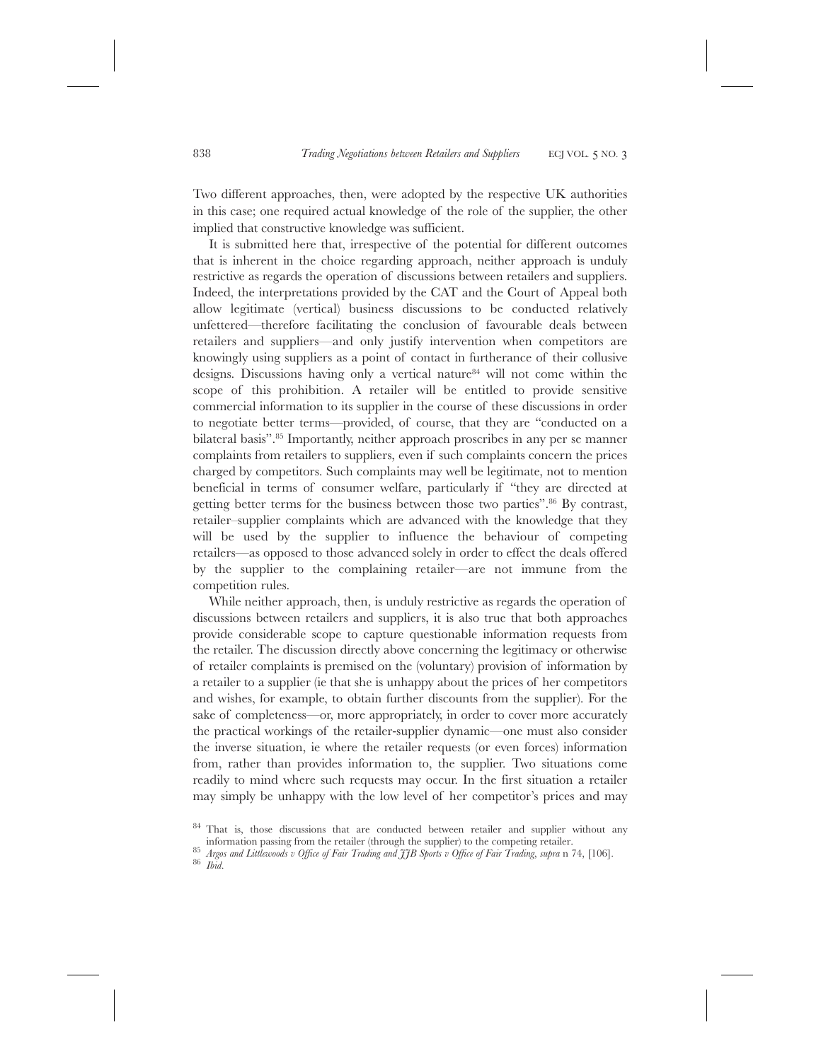Two different approaches, then, were adopted by the respective UK authorities in this case; one required actual knowledge of the role of the supplier, the other implied that constructive knowledge was sufficient.

It is submitted here that, irrespective of the potential for different outcomes that is inherent in the choice regarding approach, neither approach is unduly restrictive as regards the operation of discussions between retailers and suppliers. Indeed, the interpretations provided by the CAT and the Court of Appeal both allow legitimate (vertical) business discussions to be conducted relatively unfettered—therefore facilitating the conclusion of favourable deals between retailers and suppliers—and only justify intervention when competitors are knowingly using suppliers as a point of contact in furtherance of their collusive designs. Discussions having only a vertical nature[84] will not come within the scope of this prohibition. A retailer will be entitled to provide sensitive commercial information to its supplier in the course of these discussions in order to negotiate better terms—provided, of course, that they are "conducted on a bilateral basis".[85] Importantly, neither approach proscribes in any per se manner complaints from retailers to suppliers, even if such complaints concern the prices charged by competitors. Such complaints may well be legitimate, not to mention beneficial in terms of consumer welfare, particularly if "they are directed at getting better terms for the business between those two parties".[86] By contrast, retailer–supplier complaints which are advanced with the knowledge that they will be used by the supplier to influence the behaviour of competing retailers—as opposed to those advanced solely in order to effect the deals offered by the supplier to the complaining retailer—are not immune from the competition rules.

While neither approach, then, is unduly restrictive as regards the operation of discussions between retailers and suppliers, it is also true that both approaches provide considerable scope to capture questionable information requests from the retailer. The discussion directly above concerning the legitimacy or otherwise of retailer complaints is premised on the (voluntary) provision of information by a retailer to a supplier (ie that she is unhappy about the prices of her competitors and wishes, for example, to obtain further discounts from the supplier). For the sake of completeness—or, more appropriately, in order to cover more accurately the practical workings of the retailer-supplier dynamic—one must also consider the inverse situation, ie where the retailer requests (or even forces) information from, rather than provides information to, the supplier. Two situations come readily to mind where such requests may occur. In the first situation a retailer may simply be unhappy with the low level of her competitor's prices and may

---

[84] That is, those discussions that are conducted between retailer and supplier without any information passing from the retailer (through the supplier) to the competing retailer.

[85] *Argos and Littlewoods v Office of Fair Trading and JJB Sports v Office of Fair Trading*, *supra* n 74, [106].

[86] *Ibid*.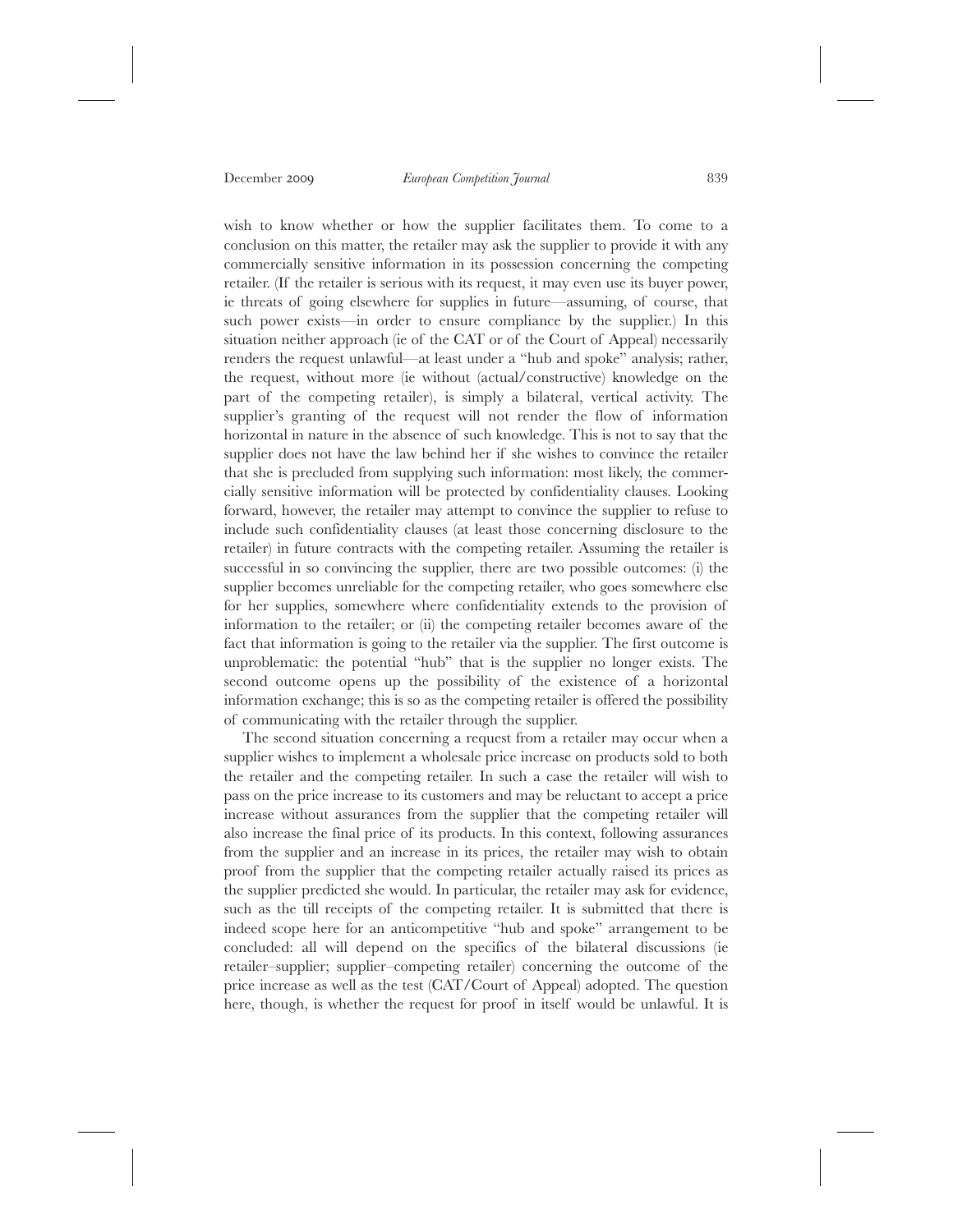wish to know whether or how the supplier facilitates them. To come to a conclusion on this matter, the retailer may ask the supplier to provide it with any commercially sensitive information in its possession concerning the competing retailer. (If the retailer is serious with its request, it may even use its buyer power, ie threats of going elsewhere for supplies in future—assuming, of course, that such power exists—in order to ensure compliance by the supplier.) In this situation neither approach (ie of the CAT or of the Court of Appeal) necessarily renders the request unlawful—at least under a "hub and spoke" analysis; rather, the request, without more (ie without (actual/constructive) knowledge on the part of the competing retailer), is simply a bilateral, vertical activity. The supplier's granting of the request will not render the flow of information horizontal in nature in the absence of such knowledge. This is not to say that the supplier does not have the law behind her if she wishes to convince the retailer that she is precluded from supplying such information: most likely, the commercially sensitive information will be protected by confidentiality clauses. Looking forward, however, the retailer may attempt to convince the supplier to refuse to include such confidentiality clauses (at least those concerning disclosure to the retailer) in future contracts with the competing retailer. Assuming the retailer is successful in so convincing the supplier, there are two possible outcomes: (i) the supplier becomes unreliable for the competing retailer, who goes somewhere else for her supplies, somewhere where confidentiality extends to the provision of information to the retailer; or (ii) the competing retailer becomes aware of the fact that information is going to the retailer via the supplier. The first outcome is unproblematic: the potential "hub" that is the supplier no longer exists. The second outcome opens up the possibility of the existence of a horizontal information exchange; this is so as the competing retailer is offered the possibility of communicating with the retailer through the supplier.

The second situation concerning a request from a retailer may occur when a supplier wishes to implement a wholesale price increase on products sold to both the retailer and the competing retailer. In such a case the retailer will wish to pass on the price increase to its customers and may be reluctant to accept a price increase without assurances from the supplier that the competing retailer will also increase the final price of its products. In this context, following assurances from the supplier and an increase in its prices, the retailer may wish to obtain proof from the supplier that the competing retailer actually raised its prices as the supplier predicted she would. In particular, the retailer may ask for evidence, such as the till receipts of the competing retailer. It is submitted that there is indeed scope here for an anticompetitive "hub and spoke" arrangement to be concluded: all will depend on the specifics of the bilateral discussions (ie retailer–supplier; supplier–competing retailer) concerning the outcome of the price increase as well as the test (CAT/Court of Appeal) adopted. The question here, though, is whether the request for proof in itself would be unlawful. It is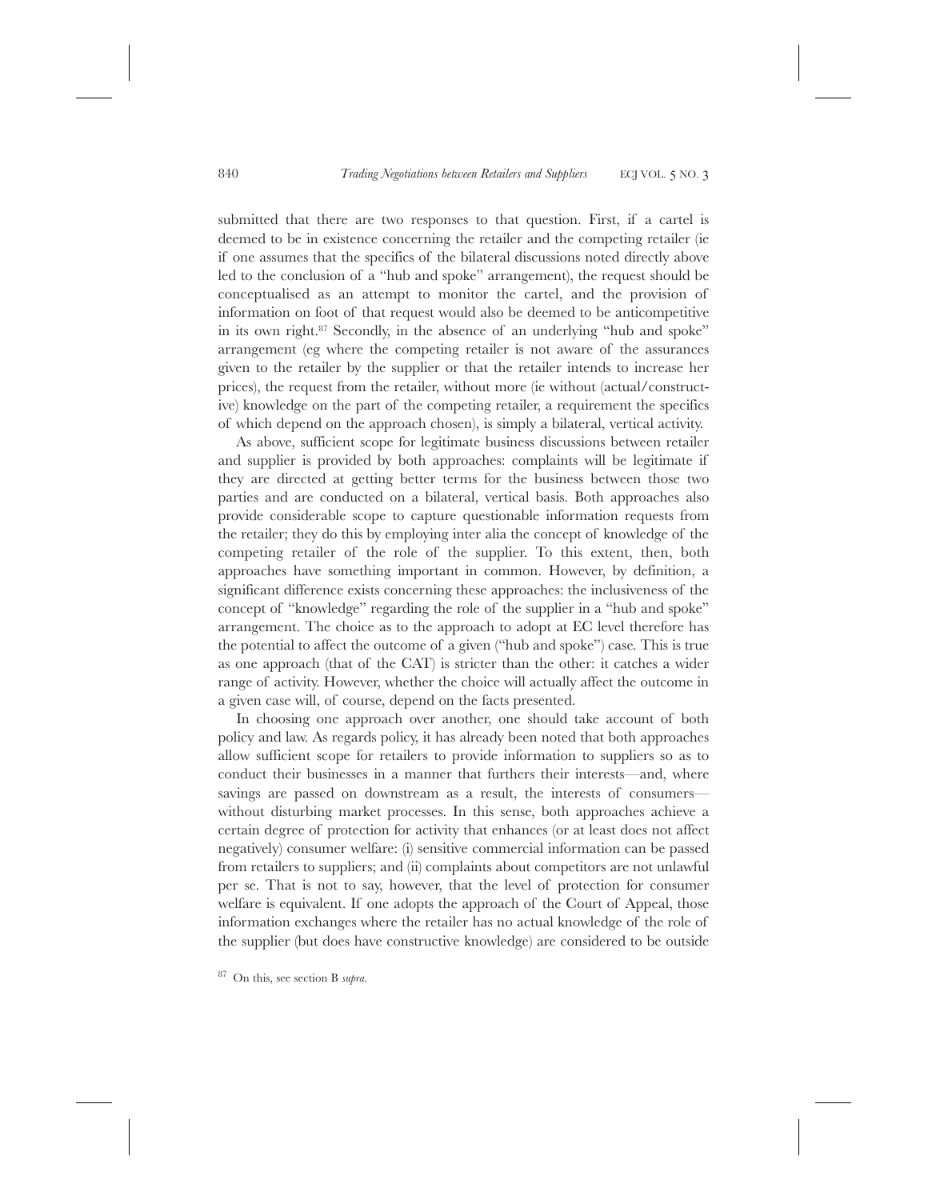submitted that there are two responses to that question. First, if a cartel is deemed to be in existence concerning the retailer and the competing retailer (ie if one assumes that the specifics of the bilateral discussions noted directly above led to the conclusion of a "hub and spoke" arrangement), the request should be conceptualised as an attempt to monitor the cartel, and the provision of information on foot of that request would also be deemed to be anticompetitive in its own right.[87] Secondly, in the absence of an underlying "hub and spoke" arrangement (eg where the competing retailer is not aware of the assurances given to the retailer by the supplier or that the retailer intends to increase her prices), the request from the retailer, without more (ie without (actual/constructive) knowledge on the part of the competing retailer, a requirement the specifics of which depend on the approach chosen), is simply a bilateral, vertical activity.

As above, sufficient scope for legitimate business discussions between retailer and supplier is provided by both approaches: complaints will be legitimate if they are directed at getting better terms for the business between those two parties and are conducted on a bilateral, vertical basis. Both approaches also provide considerable scope to capture questionable information requests from the retailer; they do this by employing inter alia the concept of knowledge of the competing retailer of the role of the supplier. To this extent, then, both approaches have something important in common. However, by definition, a significant difference exists concerning these approaches: the inclusiveness of the concept of "knowledge" regarding the role of the supplier in a "hub and spoke" arrangement. The choice as to the approach to adopt at EC level therefore has the potential to affect the outcome of a given ("hub and spoke") case. This is true as one approach (that of the CAT) is stricter than the other: it catches a wider range of activity. However, whether the choice will actually affect the outcome in a given case will, of course, depend on the facts presented.

In choosing one approach over another, one should take account of both policy and law. As regards policy, it has already been noted that both approaches allow sufficient scope for retailers to provide information to suppliers so as to conduct their businesses in a manner that furthers their interests—and, where savings are passed on downstream as a result, the interests of consumers—without disturbing market processes. In this sense, both approaches achieve a certain degree of protection for activity that enhances (or at least does not affect negatively) consumer welfare: (i) sensitive commercial information can be passed from retailers to suppliers; and (ii) complaints about competitors are not unlawful per se. That is not to say, however, that the level of protection for consumer welfare is equivalent. If one adopts the approach of the Court of Appeal, those information exchanges where the retailer has no actual knowledge of the role of the supplier (but does have constructive knowledge) are considered to be outside

[87] On this, see section B *supra*.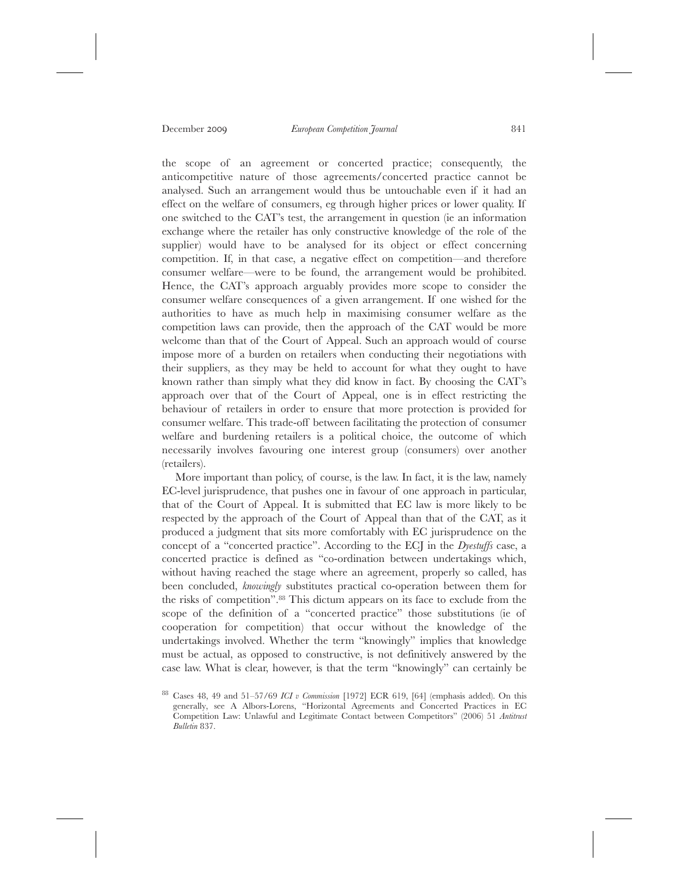the scope of an agreement or concerted practice; consequently, the anticompetitive nature of those agreements/concerted practice cannot be analysed. Such an arrangement would thus be untouchable even if it had an effect on the welfare of consumers, eg through higher prices or lower quality. If one switched to the CAT's test, the arrangement in question (ie an information exchange where the retailer has only constructive knowledge of the role of the supplier) would have to be analysed for its object or effect concerning competition. If, in that case, a negative effect on competition—and therefore consumer welfare—were to be found, the arrangement would be prohibited. Hence, the CAT's approach arguably provides more scope to consider the consumer welfare consequences of a given arrangement. If one wished for the authorities to have as much help in maximising consumer welfare as the competition laws can provide, then the approach of the CAT would be more welcome than that of the Court of Appeal. Such an approach would of course impose more of a burden on retailers when conducting their negotiations with their suppliers, as they may be held to account for what they ought to have known rather than simply what they did know in fact. By choosing the CAT's approach over that of the Court of Appeal, one is in effect restricting the behaviour of retailers in order to ensure that more protection is provided for consumer welfare. This trade-off between facilitating the protection of consumer welfare and burdening retailers is a political choice, the outcome of which necessarily involves favouring one interest group (consumers) over another (retailers).

More important than policy, of course, is the law. In fact, it is the law, namely EC-level jurisprudence, that pushes one in favour of one approach in particular, that of the Court of Appeal. It is submitted that EC law is more likely to be respected by the approach of the Court of Appeal than that of the CAT, as it produced a judgment that sits more comfortably with EC jurisprudence on the concept of a "concerted practice". According to the ECJ in the *Dyestuffs* case, a concerted practice is defined as "co-ordination between undertakings which, without having reached the stage where an agreement, properly so called, has been concluded, *knowingly* substitutes practical co-operation between them for the risks of competition".[88] This dictum appears on its face to exclude from the scope of the definition of a "concerted practice" those substitutions (ie of cooperation for competition) that occur without the knowledge of the undertakings involved. Whether the term "knowingly" implies that knowledge must be actual, as opposed to constructive, is not definitively answered by the case law. What is clear, however, is that the term "knowingly" can certainly be

[88] Cases 48, 49 and 51–57/69 *ICI v Commission* [1972] ECR 619, [64] (emphasis added). On this generally, see A Albors-Lorens, "Horizontal Agreements and Concerted Practices in EC Competition Law: Unlawful and Legitimate Contact between Competitors" (2006) 51 *Antitrust Bulletin* 837.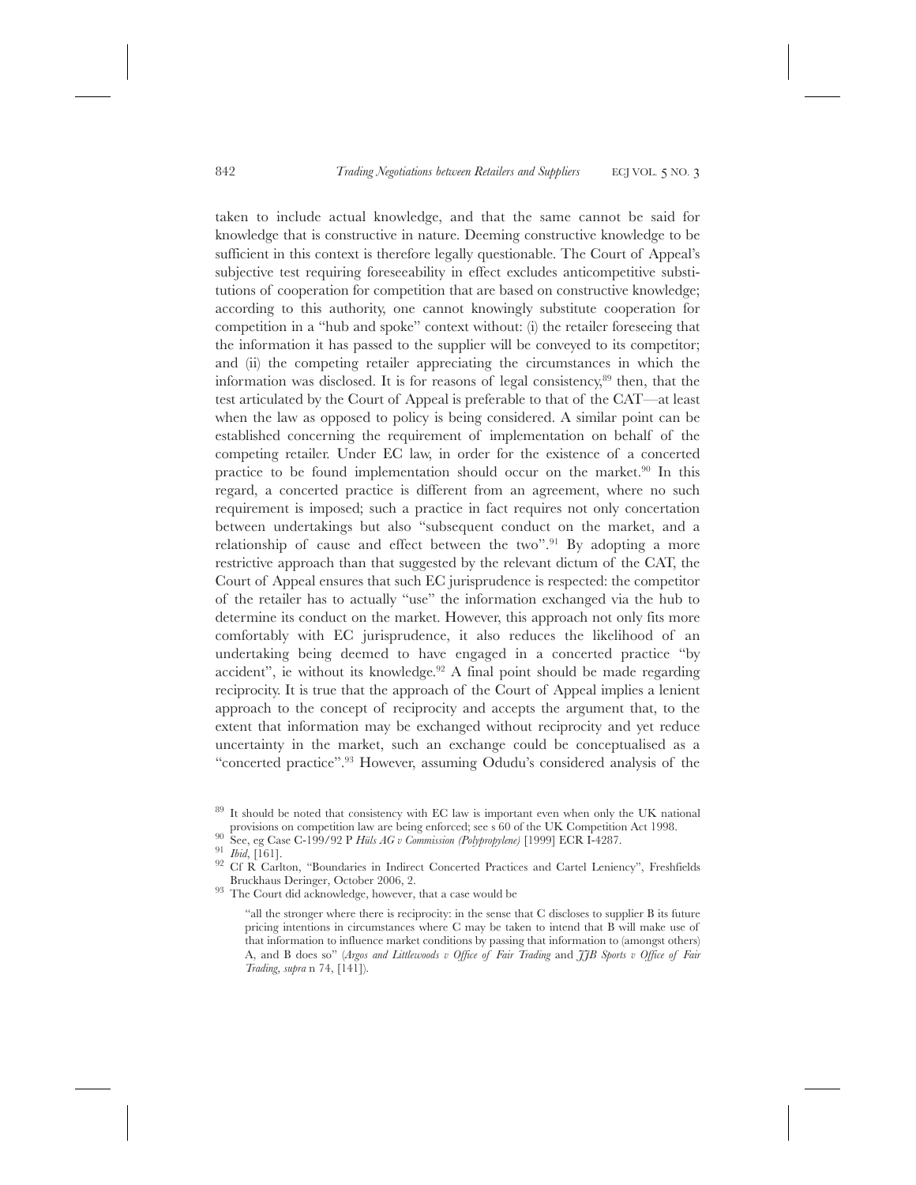taken to include actual knowledge, and that the same cannot be said for knowledge that is constructive in nature. Deeming constructive knowledge to be sufficient in this context is therefore legally questionable. The Court of Appeal's subjective test requiring foreseeability in effect excludes anticompetitive substitutions of cooperation for competition that are based on constructive knowledge; according to this authority, one cannot knowingly substitute cooperation for competition in a "hub and spoke" context without: (i) the retailer foreseeing that the information it has passed to the supplier will be conveyed to its competitor; and (ii) the competing retailer appreciating the circumstances in which the information was disclosed. It is for reasons of legal consistency,[89] then, that the test articulated by the Court of Appeal is preferable to that of the CAT—at least when the law as opposed to policy is being considered. A similar point can be established concerning the requirement of implementation on behalf of the competing retailer. Under EC law, in order for the existence of a concerted practice to be found implementation should occur on the market.[90] In this regard, a concerted practice is different from an agreement, where no such requirement is imposed; such a practice in fact requires not only concertation between undertakings but also "subsequent conduct on the market, and a relationship of cause and effect between the two".[91] By adopting a more restrictive approach than that suggested by the relevant dictum of the CAT, the Court of Appeal ensures that such EC jurisprudence is respected: the competitor of the retailer has to actually "use" the information exchanged via the hub to determine its conduct on the market. However, this approach not only fits more comfortably with EC jurisprudence, it also reduces the likelihood of an undertaking being deemed to have engaged in a concerted practice "by accident", ie without its knowledge.[92] A final point should be made regarding reciprocity. It is true that the approach of the Court of Appeal implies a lenient approach to the concept of reciprocity and accepts the argument that, to the extent that information may be exchanged without reciprocity and yet reduce uncertainty in the market, such an exchange could be conceptualised as a "concerted practice".[93] However, assuming Odudu's considered analysis of the

[89] It should be noted that consistency with EC law is important even when only the UK national provisions on competition law are being enforced; see s 60 of the UK Competition Act 1998.

[90] See, eg Case C-199/92 P *Hüls AG v Commission (Polypropylene)* [1999] ECR I-4287.

[91] *Ibid*, [161].

[92] Cf R Carlton, "Boundaries in Indirect Concerted Practices and Cartel Leniency", Freshfields Bruckhaus Deringer, October 2006, 2.

[93] The Court did acknowledge, however, that a case would be

> "all the stronger where there is reciprocity: in the sense that C discloses to supplier B its future pricing intentions in circumstances where C may be taken to intend that B will make use of that information to influence market conditions by passing that information to (amongst others) A, and B does so" (*Argos and Littlewoods v Office of Fair Trading* and *JJB Sports v Office of Fair Trading*, *supra* n 74, [141]).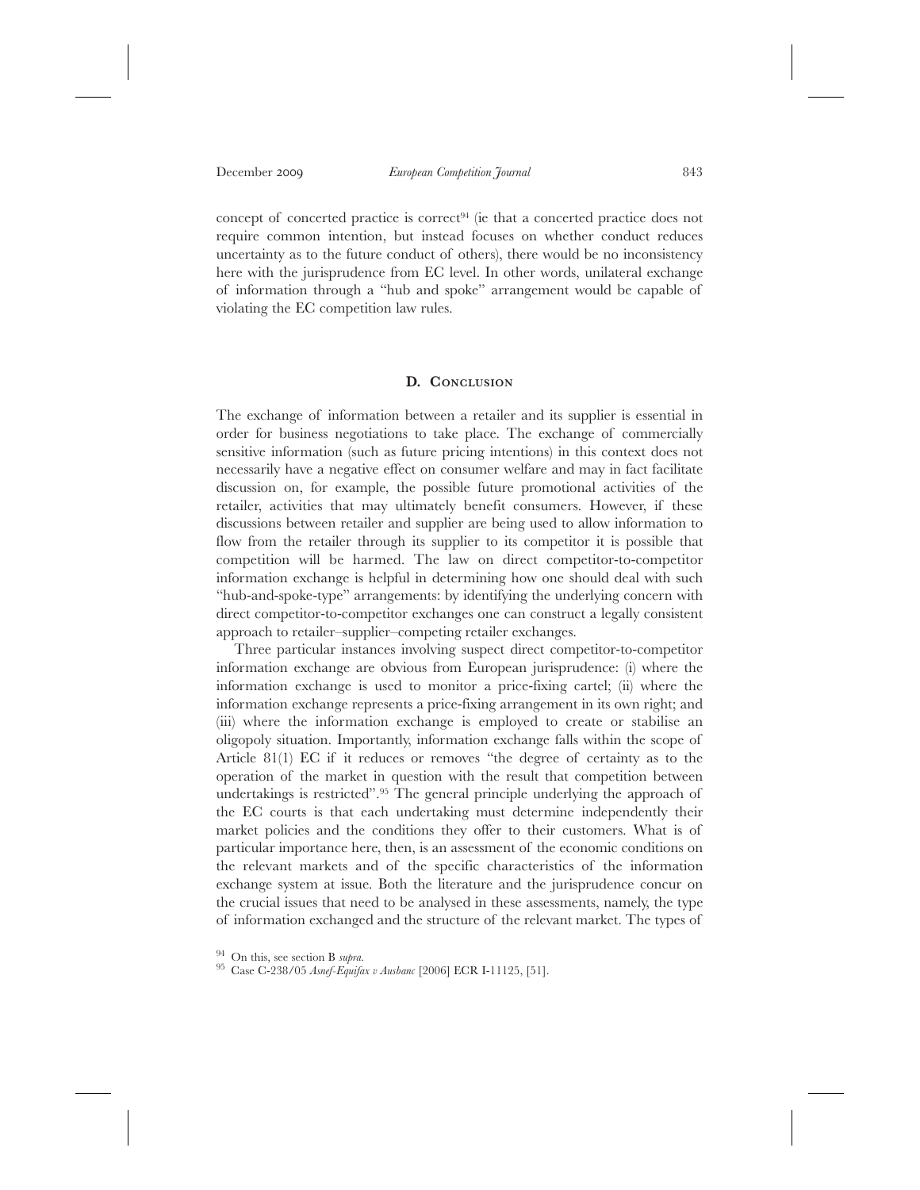concept of concerted practice is correct[94] (ie that a concerted practice does not require common intention, but instead focuses on whether conduct reduces uncertainty as to the future conduct of others), there would be no inconsistency here with the jurisprudence from EC level. In other words, unilateral exchange of information through a "hub and spoke" arrangement would be capable of violating the EC competition law rules.

## D. Conclusion

The exchange of information between a retailer and its supplier is essential in order for business negotiations to take place. The exchange of commercially sensitive information (such as future pricing intentions) in this context does not necessarily have a negative effect on consumer welfare and may in fact facilitate discussion on, for example, the possible future promotional activities of the retailer, activities that may ultimately benefit consumers. However, if these discussions between retailer and supplier are being used to allow information to flow from the retailer through its supplier to its competitor it is possible that competition will be harmed. The law on direct competitor-to-competitor information exchange is helpful in determining how one should deal with such "hub-and-spoke-type" arrangements: by identifying the underlying concern with direct competitor-to-competitor exchanges one can construct a legally consistent approach to retailer–supplier–competing retailer exchanges.

Three particular instances involving suspect direct competitor-to-competitor information exchange are obvious from European jurisprudence: (i) where the information exchange is used to monitor a price-fixing cartel; (ii) where the information exchange represents a price-fixing arrangement in its own right; and (iii) where the information exchange is employed to create or stabilise an oligopoly situation. Importantly, information exchange falls within the scope of Article 81(1) EC if it reduces or removes "the degree of certainty as to the operation of the market in question with the result that competition between undertakings is restricted".[95] The general principle underlying the approach of the EC courts is that each undertaking must determine independently their market policies and the conditions they offer to their customers. What is of particular importance here, then, is an assessment of the economic conditions on the relevant markets and of the specific characteristics of the information exchange system at issue. Both the literature and the jurisprudence concur on the crucial issues that need to be analysed in these assessments, namely, the type of information exchanged and the structure of the relevant market. The types of

[94] On this, see section B *supra*.

[95] Case C-238/05 *Asnef-Equifax v Ausbanc* [2006] ECR I-11125, [51].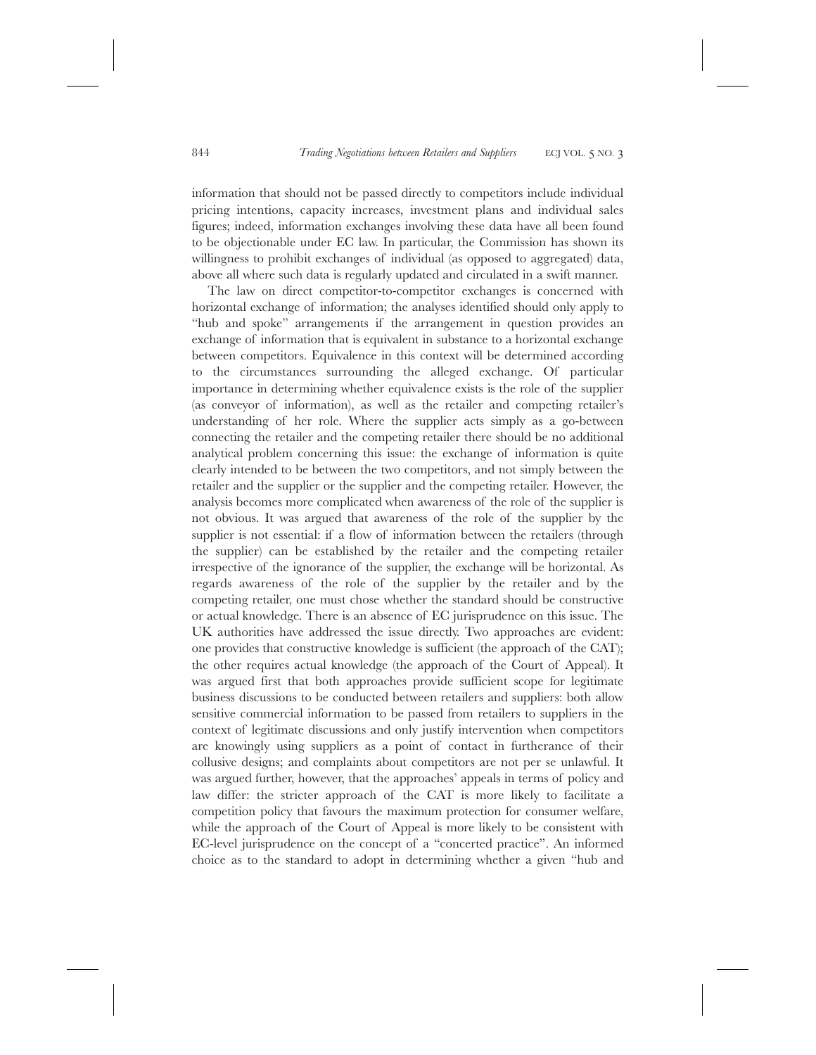information that should not be passed directly to competitors include individual pricing intentions, capacity increases, investment plans and individual sales figures; indeed, information exchanges involving these data have all been found to be objectionable under EC law. In particular, the Commission has shown its willingness to prohibit exchanges of individual (as opposed to aggregated) data, above all where such data is regularly updated and circulated in a swift manner.

The law on direct competitor-to-competitor exchanges is concerned with horizontal exchange of information; the analyses identified should only apply to "hub and spoke" arrangements if the arrangement in question provides an exchange of information that is equivalent in substance to a horizontal exchange between competitors. Equivalence in this context will be determined according to the circumstances surrounding the alleged exchange. Of particular importance in determining whether equivalence exists is the role of the supplier (as conveyor of information), as well as the retailer and competing retailer's understanding of her role. Where the supplier acts simply as a go-between connecting the retailer and the competing retailer there should be no additional analytical problem concerning this issue: the exchange of information is quite clearly intended to be between the two competitors, and not simply between the retailer and the supplier or the supplier and the competing retailer. However, the analysis becomes more complicated when awareness of the role of the supplier is not obvious. It was argued that awareness of the role of the supplier by the supplier is not essential: if a flow of information between the retailers (through the supplier) can be established by the retailer and the competing retailer irrespective of the ignorance of the supplier, the exchange will be horizontal. As regards awareness of the role of the supplier by the retailer and by the competing retailer, one must chose whether the standard should be constructive or actual knowledge. There is an absence of EC jurisprudence on this issue. The UK authorities have addressed the issue directly. Two approaches are evident: one provides that constructive knowledge is sufficient (the approach of the CAT); the other requires actual knowledge (the approach of the Court of Appeal). It was argued first that both approaches provide sufficient scope for legitimate business discussions to be conducted between retailers and suppliers: both allow sensitive commercial information to be passed from retailers to suppliers in the context of legitimate discussions and only justify intervention when competitors are knowingly using suppliers as a point of contact in furtherance of their collusive designs; and complaints about competitors are not per se unlawful. It was argued further, however, that the approaches' appeals in terms of policy and law differ: the stricter approach of the CAT is more likely to facilitate a competition policy that favours the maximum protection for consumer welfare, while the approach of the Court of Appeal is more likely to be consistent with EC-level jurisprudence on the concept of a "concerted practice". An informed choice as to the standard to adopt in determining whether a given "hub and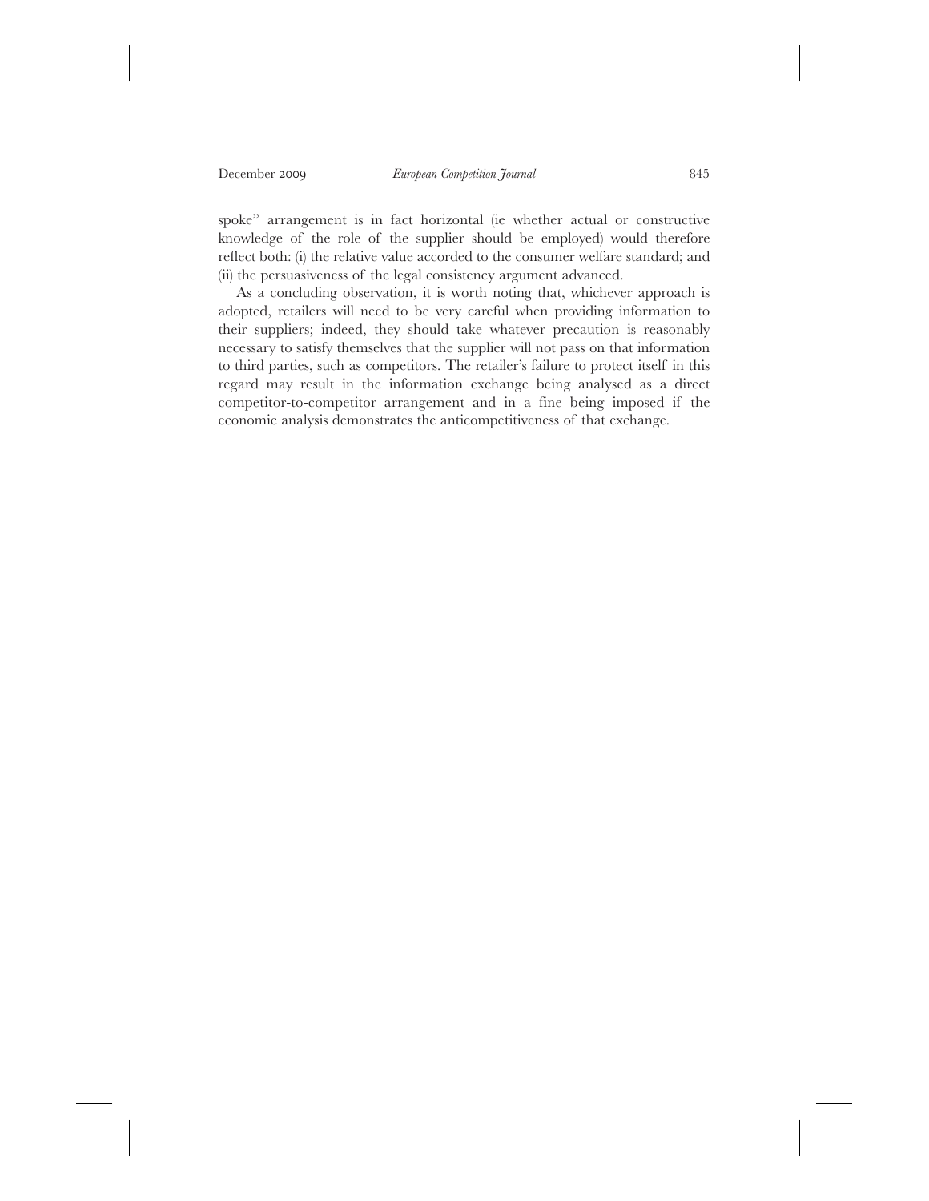spoke" arrangement is in fact horizontal (ie whether actual or constructive knowledge of the role of the supplier should be employed) would therefore reflect both: (i) the relative value accorded to the consumer welfare standard; and (ii) the persuasiveness of the legal consistency argument advanced.

As a concluding observation, it is worth noting that, whichever approach is adopted, retailers will need to be very careful when providing information to their suppliers; indeed, they should take whatever precaution is reasonably necessary to satisfy themselves that the supplier will not pass on that information to third parties, such as competitors. The retailer's failure to protect itself in this regard may result in the information exchange being analysed as a direct competitor-to-competitor arrangement and in a fine being imposed if the economic analysis demonstrates the anticompetitiveness of that exchange.